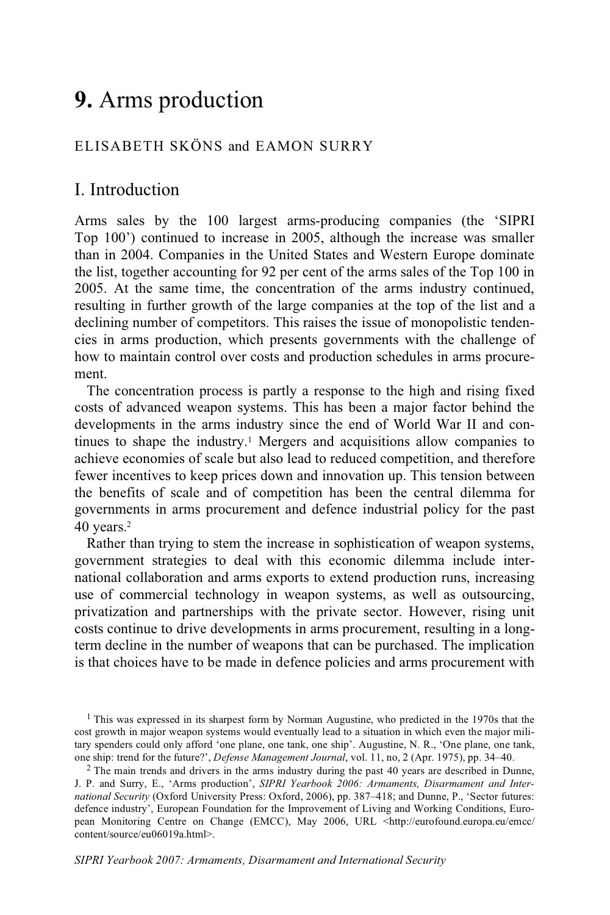# 9. Arms production

ELISABETH SKÖNS and EAMON SURRY

## I. Introduction

Arms sales by the 100 largest arms-producing companies (the 'SIPRI Top 100') continued to increase in 2005, although the increase was smaller than in 2004. Companies in the United States and Western Europe dominate the list, together accounting for 92 per cent of the arms sales of the Top 100 in 2005. At the same time, the concentration of the arms industry continued, resulting in further growth of the large companies at the top of the list and a declining number of competitors. This raises the issue of monopolistic tendencies in arms production, which presents governments with the challenge of how to maintain control over costs and production schedules in arms procurement.

The concentration process is partly a response to the high and rising fixed costs of advanced weapon systems. This has been a major factor behind the developments in the arms industry since the end of World War II and continues to shape the industry.[1] Mergers and acquisitions allow companies to achieve economies of scale but also lead to reduced competition, and therefore fewer incentives to keep prices down and innovation up. This tension between the benefits of scale and of competition has been the central dilemma for governments in arms procurement and defence industrial policy for the past 40 years.[2]

Rather than trying to stem the increase in sophistication of weapon systems, government strategies to deal with this economic dilemma include international collaboration and arms exports to extend production runs, increasing use of commercial technology in weapon systems, as well as outsourcing, privatization and partnerships with the private sector. However, rising unit costs continue to drive developments in arms procurement, resulting in a long-term decline in the number of weapons that can be purchased. The implication is that choices have to be made in defence policies and arms procurement with

[1] This was expressed in its sharpest form by Norman Augustine, who predicted in the 1970s that the cost growth in major weapon systems would eventually lead to a situation in which even the major military spenders could only afford 'one plane, one tank, one ship'. Augustine, N. R., 'One plane, one tank, one ship: trend for the future?', *Defense Management Journal*, vol. 11, no, 2 (Apr. 1975), pp. 34–40.

[2] The main trends and drivers in the arms industry during the past 40 years are described in Dunne, J. P. and Surry, E., 'Arms production', *SIPRI Yearbook 2006: Armaments, Disarmament and International Security* (Oxford University Press: Oxford, 2006), pp. 387–418; and Dunne, P., 'Sector futures: defence industry', European Foundation for the Improvement of Living and Working Conditions, European Monitoring Centre on Change (EMCC), May 2006, URL <http://eurofound.europa.eu/emcc/content/source/eu06019a.html>.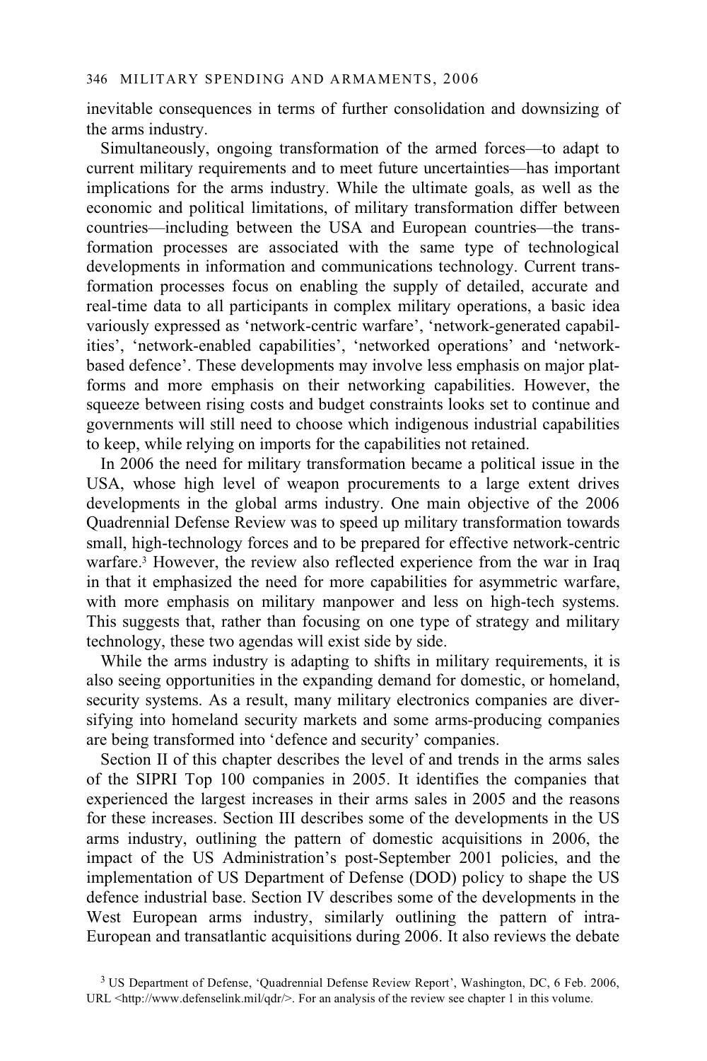inevitable consequences in terms of further consolidation and downsizing of the arms industry.

Simultaneously, ongoing transformation of the armed forces—to adapt to current military requirements and to meet future uncertainties—has important implications for the arms industry. While the ultimate goals, as well as the economic and political limitations, of military transformation differ between countries—including between the USA and European countries—the transformation processes are associated with the same type of technological developments in information and communications technology. Current transformation processes focus on enabling the supply of detailed, accurate and real-time data to all participants in complex military operations, a basic idea variously expressed as 'network-centric warfare', 'network-generated capabilities', 'network-enabled capabilities', 'networked operations' and 'network-based defence'. These developments may involve less emphasis on major platforms and more emphasis on their networking capabilities. However, the squeeze between rising costs and budget constraints looks set to continue and governments will still need to choose which indigenous industrial capabilities to keep, while relying on imports for the capabilities not retained.

In 2006 the need for military transformation became a political issue in the USA, whose high level of weapon procurements to a large extent drives developments in the global arms industry. One main objective of the 2006 Quadrennial Defense Review was to speed up military transformation towards small, high-technology forces and to be prepared for effective network-centric warfare.[3] However, the review also reflected experience from the war in Iraq in that it emphasized the need for more capabilities for asymmetric warfare, with more emphasis on military manpower and less on high-tech systems. This suggests that, rather than focusing on one type of strategy and military technology, these two agendas will exist side by side.

While the arms industry is adapting to shifts in military requirements, it is also seeing opportunities in the expanding demand for domestic, or homeland, security systems. As a result, many military electronics companies are diversifying into homeland security markets and some arms-producing companies are being transformed into 'defence and security' companies.

Section II of this chapter describes the level of and trends in the arms sales of the SIPRI Top 100 companies in 2005. It identifies the companies that experienced the largest increases in their arms sales in 2005 and the reasons for these increases. Section III describes some of the developments in the US arms industry, outlining the pattern of domestic acquisitions in 2006, the impact of the US Administration's post-September 2001 policies, and the implementation of US Department of Defense (DOD) policy to shape the US defence industrial base. Section IV describes some of the developments in the West European arms industry, similarly outlining the pattern of intra-European and transatlantic acquisitions during 2006. It also reviews the debate

[3] US Department of Defense, 'Quadrennial Defense Review Report', Washington, DC, 6 Feb. 2006, URL <http://www.defenselink.mil/qdr/>. For an analysis of the review see chapter 1 in this volume.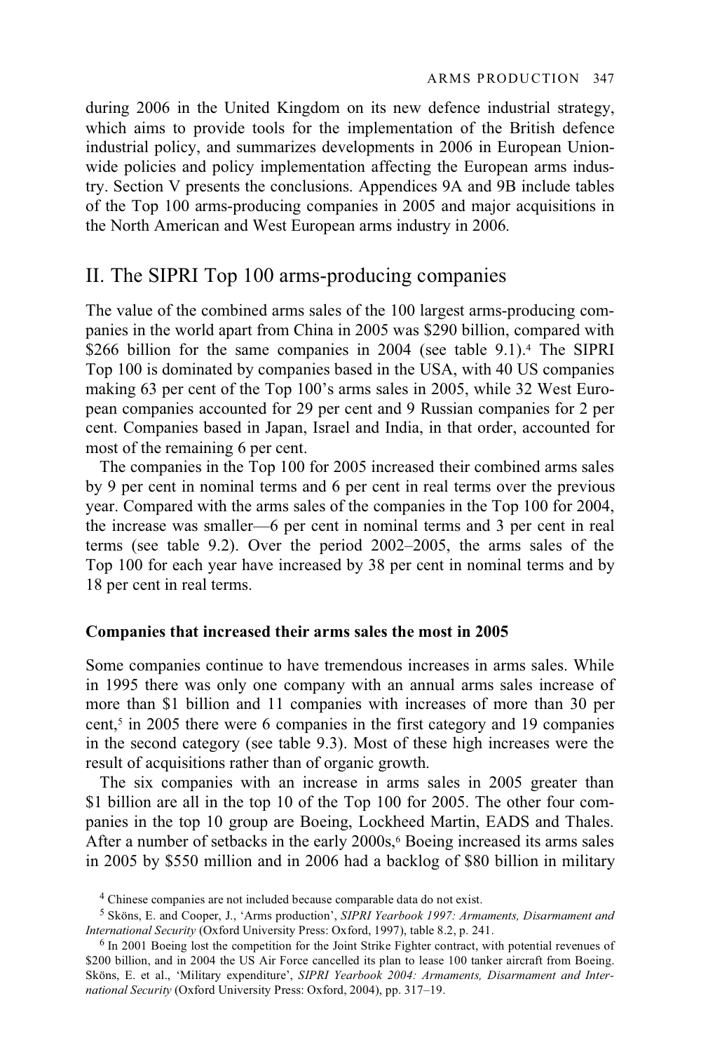during 2006 in the United Kingdom on its new defence industrial strategy, which aims to provide tools for the implementation of the British defence industrial policy, and summarizes developments in 2006 in European Union-wide policies and policy implementation affecting the European arms industry. Section V presents the conclusions. Appendices 9A and 9B include tables of the Top 100 arms-producing companies in 2005 and major acquisitions in the North American and West European arms industry in 2006.

## II. The SIPRI Top 100 arms-producing companies

The value of the combined arms sales of the 100 largest arms-producing companies in the world apart from China in 2005 was $290 billion, compared with $266 billion for the same companies in 2004 (see table 9.1).[4] The SIPRI Top 100 is dominated by companies based in the USA, with 40 US companies making 63 per cent of the Top 100's arms sales in 2005, while 32 West European companies accounted for 29 per cent and 9 Russian companies for 2 per cent. Companies based in Japan, Israel and India, in that order, accounted for most of the remaining 6 per cent.

The companies in the Top 100 for 2005 increased their combined arms sales by 9 per cent in nominal terms and 6 per cent in real terms over the previous year. Compared with the arms sales of the companies in the Top 100 for 2004, the increase was smaller—6 per cent in nominal terms and 3 per cent in real terms (see table 9.2). Over the period 2002–2005, the arms sales of the Top 100 for each year have increased by 38 per cent in nominal terms and by 18 per cent in real terms.

### Companies that increased their arms sales the most in 2005

Some companies continue to have tremendous increases in arms sales. While in 1995 there was only one company with an annual arms sales increase of more than $1 billion and 11 companies with increases of more than 30 per cent,[5] in 2005 there were 6 companies in the first category and 19 companies in the second category (see table 9.3). Most of these high increases were the result of acquisitions rather than of organic growth.

The six companies with an increase in arms sales in 2005 greater than $1 billion are all in the top 10 of the Top 100 for 2005. The other four companies in the top 10 group are Boeing, Lockheed Martin, EADS and Thales. After a number of setbacks in the early 2000s,[6] Boeing increased its arms sales in 2005 by $550 million and in 2006 had a backlog of $80 billion in military

[4] Chinese companies are not included because comparable data do not exist.

[5] Sköns, E. and Cooper, J., 'Arms production', *SIPRI Yearbook 1997: Armaments, Disarmament and International Security* (Oxford University Press: Oxford, 1997), table 8.2, p. 241.

[6] In 2001 Boeing lost the competition for the Joint Strike Fighter contract, with potential revenues of $200 billion, and in 2004 the US Air Force cancelled its plan to lease 100 tanker aircraft from Boeing. Sköns, E. et al., 'Military expenditure', *SIPRI Yearbook 2004: Armaments, Disarmament and International Security* (Oxford University Press: Oxford, 2004), pp. 317–19.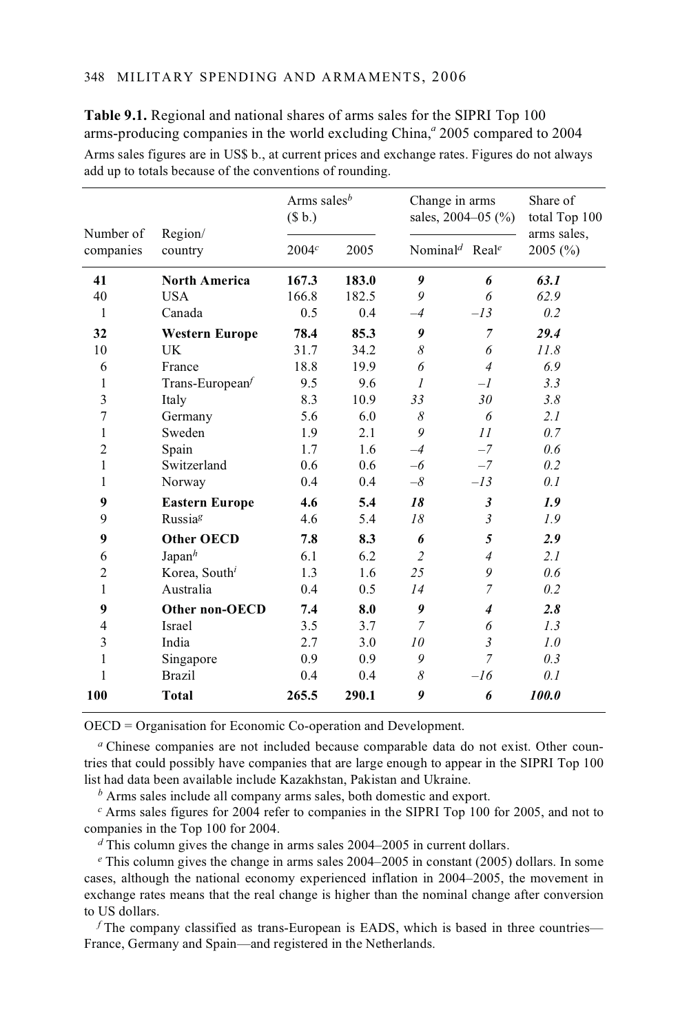**Table 9.1.** Regional and national shares of arms sales for the SIPRI Top 100 arms-producing companies in the world excluding China,[a] 2005 compared to 2004

Arms sales figures are in US$ b., at current prices and exchange rates. Figures do not always add up to totals because of the conventions of rounding.

| Number of companies | Region/ country | Arms sales[b] ($ b.) | | Change in arms sales, 2004–05 (%) | | Share of total Top 100 arms sales, 2005 (%) |
|---|---|---|---|---|---|---|
| | | 2004[c] | 2005 | Nominal[d] | Real[e] | |
| **41** | **North America** | **167.3** | **183.0** | ***9*** | ***6*** | ***63.1*** |
| 40 | USA | 166.8 | 182.5 | *9* | *6* | *62.9* |
| 1 | Canada | 0.5 | 0.4 | *–4* | *–13* | *0.2* |
| **32** | **Western Europe** | **78.4** | **85.3** | ***9*** | ***7*** | ***29.4*** |
| 10 | UK | 31.7 | 34.2 | *8* | *6* | *11.8* |
| 6 | France | 18.8 | 19.9 | *6* | *4* | *6.9* |
| 1 | Trans-European[f] | 9.5 | 9.6 | *1* | *–1* | *3.3* |
| 3 | Italy | 8.3 | 10.9 | *33* | *30* | *3.8* |
| 7 | Germany | 5.6 | 6.0 | *8* | *6* | *2.1* |
| 1 | Sweden | 1.9 | 2.1 | *9* | *11* | *0.7* |
| 2 | Spain | 1.7 | 1.6 | *–4* | *–7* | *0.6* |
| 1 | Switzerland | 0.6 | 0.6 | *–6* | *–7* | *0.2* |
| 1 | Norway | 0.4 | 0.4 | *–8* | *–13* | *0.1* |
| **9** | **Eastern Europe** | **4.6** | **5.4** | ***18*** | ***3*** | ***1.9*** |
| 9 | Russia[g] | 4.6 | 5.4 | *18* | *3* | *1.9* |
| **9** | **Other OECD** | **7.8** | **8.3** | ***6*** | ***5*** | ***2.9*** |
| 6 | Japan[h] | 6.1 | 6.2 | *2* | *4* | *2.1* |
| 2 | Korea, South[i] | 1.3 | 1.6 | *25* | *9* | *0.6* |
| 1 | Australia | 0.4 | 0.5 | *14* | *7* | *0.2* |
| **9** | **Other non-OECD** | **7.4** | **8.0** | ***9*** | ***4*** | ***2.8*** |
| 4 | Israel | 3.5 | 3.7 | *7* | *6* | *1.3* |
| 3 | India | 2.7 | 3.0 | *10* | *3* | *1.0* |
| 1 | Singapore | 0.9 | 0.9 | *9* | *7* | *0.3* |
| 1 | Brazil | 0.4 | 0.4 | *8* | *–16* | *0.1* |
| **100** | **Total** | **265.5** | **290.1** | ***9*** | ***6*** | ***100.0*** |

OECD = Organisation for Economic Co-operation and Development.

[a] Chinese companies are not included because comparable data do not exist. Other countries that could possibly have companies that are large enough to appear in the SIPRI Top 100 list had data been available include Kazakhstan, Pakistan and Ukraine.

[b] Arms sales include all company arms sales, both domestic and export.

[c] Arms sales figures for 2004 refer to companies in the SIPRI Top 100 for 2005, and not to companies in the Top 100 for 2004.

[d] This column gives the change in arms sales 2004–2005 in current dollars.

[e] This column gives the change in arms sales 2004–2005 in constant (2005) dollars. In some cases, although the national economy experienced inflation in 2004–2005, the movement in exchange rates means that the real change is higher than the nominal change after conversion to US dollars.

[f] The company classified as trans-European is EADS, which is based in three countries—France, Germany and Spain—and registered in the Netherlands.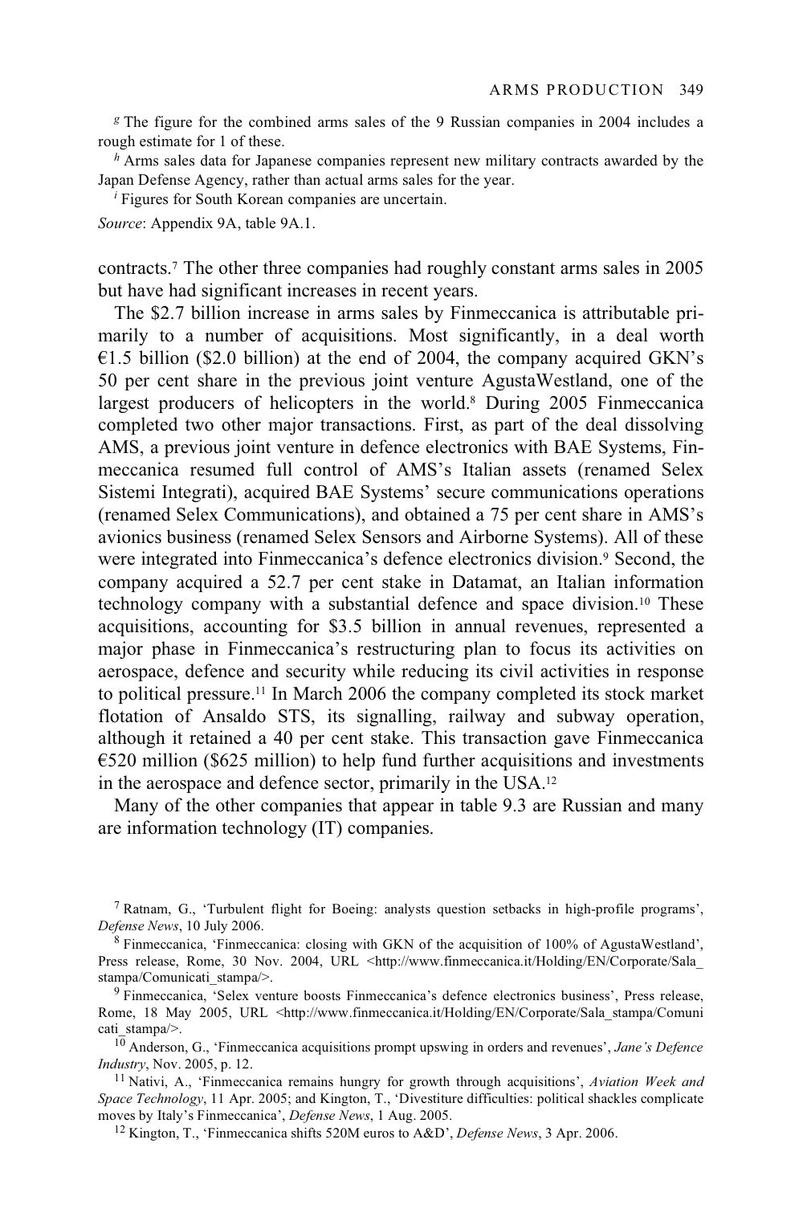[g] The figure for the combined arms sales of the 9 Russian companies in 2004 includes a rough estimate for 1 of these.

[h] Arms sales data for Japanese companies represent new military contracts awarded by the Japan Defense Agency, rather than actual arms sales for the year.

[i] Figures for South Korean companies are uncertain.

*Source*: Appendix 9A, table 9A.1.

contracts.[7] The other three companies had roughly constant arms sales in 2005 but have had significant increases in recent years.

The $2.7 billion increase in arms sales by Finmeccanica is attributable primarily to a number of acquisitions. Most significantly, in a deal worth €1.5 billion ($2.0 billion) at the end of 2004, the company acquired GKN's 50 per cent share in the previous joint venture AgustaWestland, one of the largest producers of helicopters in the world.[8] During 2005 Finmeccanica completed two other major transactions. First, as part of the deal dissolving AMS, a previous joint venture in defence electronics with BAE Systems, Finmeccanica resumed full control of AMS's Italian assets (renamed Selex Sistemi Integrati), acquired BAE Systems' secure communications operations (renamed Selex Communications), and obtained a 75 per cent share in AMS's avionics business (renamed Selex Sensors and Airborne Systems). All of these were integrated into Finmeccanica's defence electronics division.[9] Second, the company acquired a 52.7 per cent stake in Datamat, an Italian information technology company with a substantial defence and space division.[10] These acquisitions, accounting for $3.5 billion in annual revenues, represented a major phase in Finmeccanica's restructuring plan to focus its activities on aerospace, defence and security while reducing its civil activities in response to political pressure.[11] In March 2006 the company completed its stock market flotation of Ansaldo STS, its signalling, railway and subway operation, although it retained a 40 per cent stake. This transaction gave Finmeccanica €520 million ($625 million) to help fund further acquisitions and investments in the aerospace and defence sector, primarily in the USA.[12]

Many of the other companies that appear in table 9.3 are Russian and many are information technology (IT) companies.

---

[7] Ratnam, G., 'Turbulent flight for Boeing: analysts question setbacks in high-profile programs', *Defense News*, 10 July 2006.

[8] Finmeccanica, 'Finmeccanica: closing with GKN of the acquisition of 100% of AgustaWestland', Press release, Rome, 30 Nov. 2004, URL <http://www.finmeccanica.it/Holding/EN/Corporate/Sala_stampa/Comunicati_stampa/>.

[9] Finmeccanica, 'Selex venture boosts Finmeccanica's defence electronics business', Press release, Rome, 18 May 2005, URL <http://www.finmeccanica.it/Holding/EN/Corporate/Sala_stampa/Comunicati_stampa/>.

[10] Anderson, G., 'Finmeccanica acquisitions prompt upswing in orders and revenues', *Jane's Defence Industry*, Nov. 2005, p. 12.

[11] Nativi, A., 'Finmeccanica remains hungry for growth through acquisitions', *Aviation Week and Space Technology*, 11 Apr. 2005; and Kington, T., 'Divestiture difficulties: political shackles complicate moves by Italy's Finmeccanica', *Defense News*, 1 Aug. 2005.

[12] Kington, T., 'Finmeccanica shifts 520M euros to A&D', *Defense News*, 3 Apr. 2006.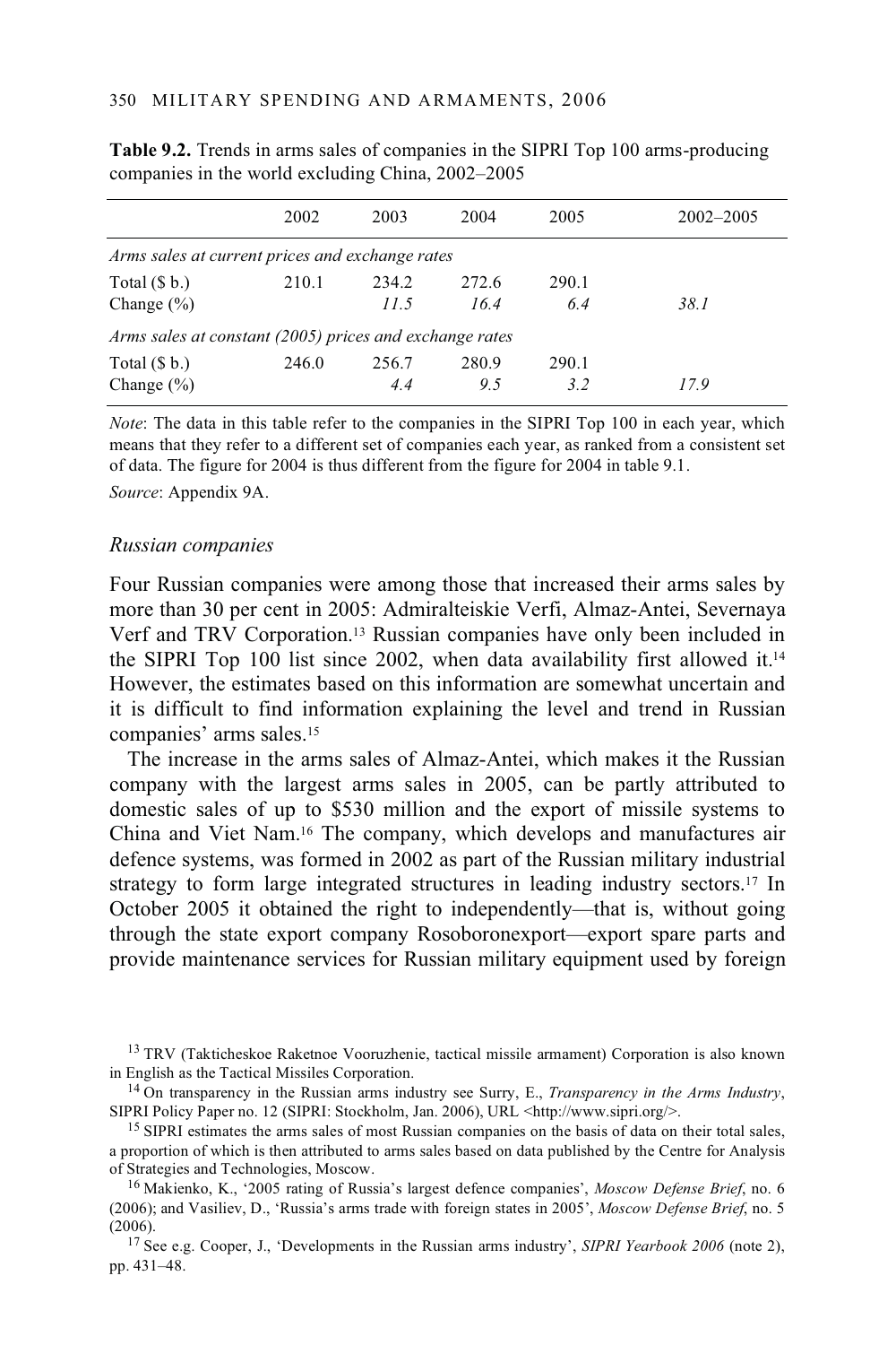**Table 9.2.** Trends in arms sales of companies in the SIPRI Top 100 arms-producing companies in the world excluding China, 2002–2005

| | 2002 | 2003 | 2004 | 2005 | 2002–2005 |
|---|---|---|---|---|---|
| *Arms sales at current prices and exchange rates* | | | | | |
| Total ($ b.) | 210.1 | 234.2 | 272.6 | 290.1 | |
| Change (%) | | *11.5* | *16.4* | *6.4* | *38.1* |
| *Arms sales at constant (2005) prices and exchange rates* | | | | | |
| Total ($ b.) | 246.0 | 256.7 | 280.9 | 290.1 | |
| Change (%) | | *4.4* | *9.5* | *3.2* | *17.9* |

*Note*: The data in this table refer to the companies in the SIPRI Top 100 in each year, which means that they refer to a different set of companies each year, as ranked from a consistent set of data. The figure for 2004 is thus different from the figure for 2004 in table 9.1.

*Source*: Appendix 9A.

### *Russian companies*

Four Russian companies were among those that increased their arms sales by more than 30 per cent in 2005: Admiralteiskie Verfi, Almaz-Antei, Severnaya Verf and TRV Corporation.[13] Russian companies have only been included in the SIPRI Top 100 list since 2002, when data availability first allowed it.[14] However, the estimates based on this information are somewhat uncertain and it is difficult to find information explaining the level and trend in Russian companies' arms sales.[15]

The increase in the arms sales of Almaz-Antei, which makes it the Russian company with the largest arms sales in 2005, can be partly attributed to domestic sales of up to $530 million and the export of missile systems to China and Viet Nam.[16] The company, which develops and manufactures air defence systems, was formed in 2002 as part of the Russian military industrial strategy to form large integrated structures in leading industry sectors.[17] In October 2005 it obtained the right to independently—that is, without going through the state export company Rosoboronexport—export spare parts and provide maintenance services for Russian military equipment used by foreign

[13] TRV (Takticheskoe Raketnoe Vooruzhenie, tactical missile armament) Corporation is also known in English as the Tactical Missiles Corporation.

[14] On transparency in the Russian arms industry see Surry, E., *Transparency in the Arms Industry*, SIPRI Policy Paper no. 12 (SIPRI: Stockholm, Jan. 2006), URL <http://www.sipri.org/>.

[15] SIPRI estimates the arms sales of most Russian companies on the basis of data on their total sales, a proportion of which is then attributed to arms sales based on data published by the Centre for Analysis of Strategies and Technologies, Moscow.

[16] Makienko, K., '2005 rating of Russia's largest defence companies', *Moscow Defense Brief*, no. 6 (2006); and Vasiliev, D., 'Russia's arms trade with foreign states in 2005', *Moscow Defense Brief*, no. 5 (2006).

[17] See e.g. Cooper, J., 'Developments in the Russian arms industry', *SIPRI Yearbook 2006* (note 2), pp. 431–48.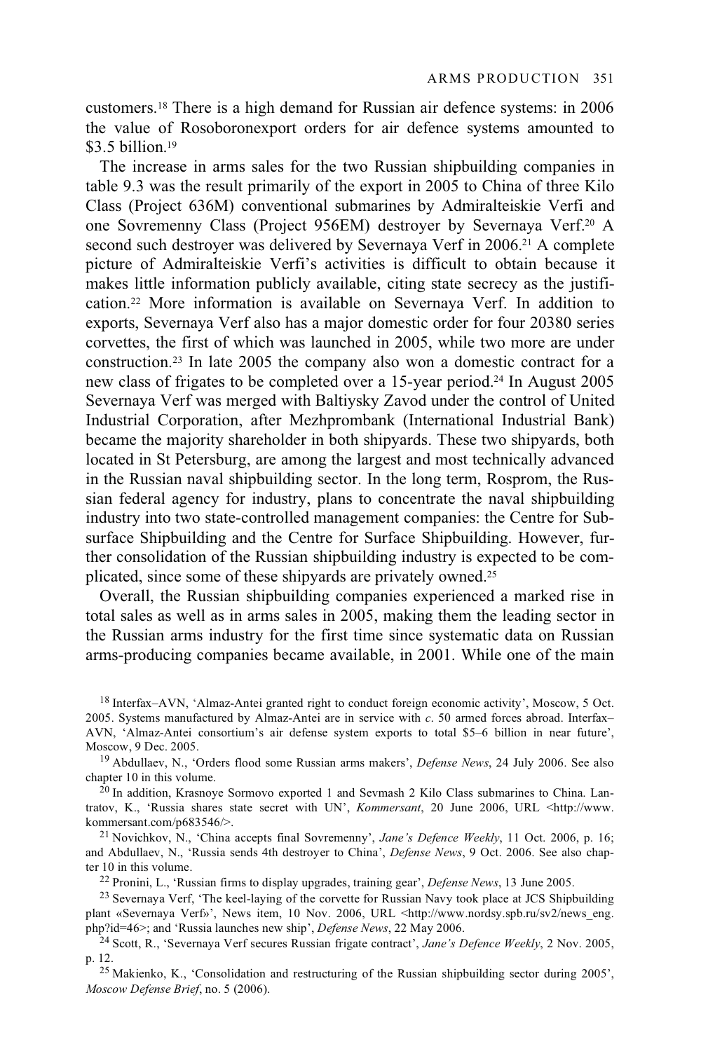customers.[18] There is a high demand for Russian air defence systems: in 2006 the value of Rosoboronexport orders for air defence systems amounted to $3.5 billion.[19]

The increase in arms sales for the two Russian shipbuilding companies in table 9.3 was the result primarily of the export in 2005 to China of three Kilo Class (Project 636M) conventional submarines by Admiralteiskie Verfi and one Sovremenny Class (Project 956EM) destroyer by Severnaya Verf.[20] A second such destroyer was delivered by Severnaya Verf in 2006.[21] A complete picture of Admiralteiskie Verfi's activities is difficult to obtain because it makes little information publicly available, citing state secrecy as the justification.[22] More information is available on Severnaya Verf. In addition to exports, Severnaya Verf also has a major domestic order for four 20380 series corvettes, the first of which was launched in 2005, while two more are under construction.[23] In late 2005 the company also won a domestic contract for a new class of frigates to be completed over a 15-year period.[24] In August 2005 Severnaya Verf was merged with Baltiysky Zavod under the control of United Industrial Corporation, after Mezhprombank (International Industrial Bank) became the majority shareholder in both shipyards. These two shipyards, both located in St Petersburg, are among the largest and most technically advanced in the Russian naval shipbuilding sector. In the long term, Rosprom, the Russian federal agency for industry, plans to concentrate the naval shipbuilding industry into two state-controlled management companies: the Centre for Subsurface Shipbuilding and the Centre for Surface Shipbuilding. However, further consolidation of the Russian shipbuilding industry is expected to be complicated, since some of these shipyards are privately owned.[25]

Overall, the Russian shipbuilding companies experienced a marked rise in total sales as well as in arms sales in 2005, making them the leading sector in the Russian arms industry for the first time since systematic data on Russian arms-producing companies became available, in 2001. While one of the main

[18] Interfax–AVN, 'Almaz-Antei granted right to conduct foreign economic activity', Moscow, 5 Oct. 2005. Systems manufactured by Almaz-Antei are in service with *c*. 50 armed forces abroad. Interfax–AVN, 'Almaz-Antei consortium's air defense system exports to total $5–6 billion in near future', Moscow, 9 Dec. 2005.

[19] Abdullaev, N., 'Orders flood some Russian arms makers', *Defense News*, 24 July 2006. See also chapter 10 in this volume.

[20] In addition, Krasnoye Sormovo exported 1 and Sevmash 2 Kilo Class submarines to China. Lantratov, K., 'Russia shares state secret with UN', *Kommersant*, 20 June 2006, URL <http://www.kommersant.com/p683546/>.

[21] Novichkov, N., 'China accepts final Sovremenny', *Jane's Defence Weekly*, 11 Oct. 2006, p. 16; and Abdullaev, N., 'Russia sends 4th destroyer to China', *Defense News*, 9 Oct. 2006. See also chapter 10 in this volume.

[22] Pronini, L., 'Russian firms to display upgrades, training gear', *Defense News*, 13 June 2005.

[23] Severnaya Verf, 'The keel-laying of the corvette for Russian Navy took place at JCS Shipbuilding plant «Severnaya Verf»', News item, 10 Nov. 2006, URL <http://www.nordsy.spb.ru/sv2/news_eng.php?id=46>; and 'Russia launches new ship', *Defense News*, 22 May 2006.

[24] Scott, R., 'Severnaya Verf secures Russian frigate contract', *Jane's Defence Weekly*, 2 Nov. 2005, p. 12.

[25] Makienko, K., 'Consolidation and restructuring of the Russian shipbuilding sector during 2005', *Moscow Defense Brief*, no. 5 (2006).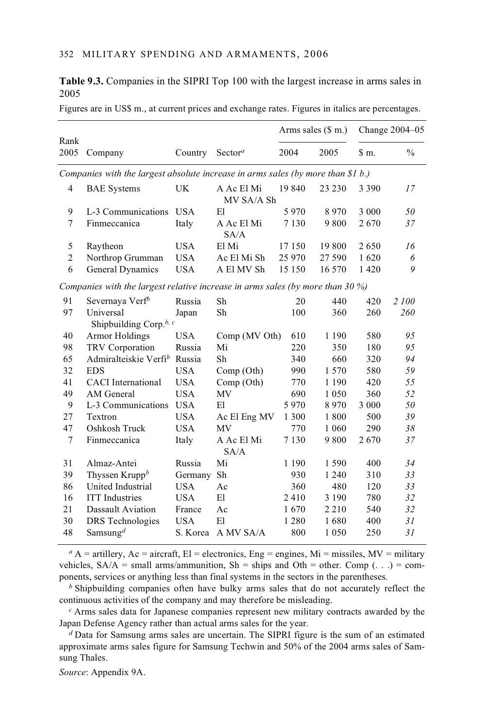**Table 9.3.** Companies in the SIPRI Top 100 with the largest increase in arms sales in 2005

Figures are in US$ m., at current prices and exchange rates. Figures in italics are percentages.

| Rank | | | | Arms sales ($ m.) | | Change 2004–05 | |
|---|---|---|---|---|---|---|---|
| 2005 | Company | Country | Sector[a] | 2004 | 2005 | $ m. | % |
| *Companies with the largest absolute increase in arms sales (by more than $1 b.)* | | | | | | | |
| 4 | BAE Systems | UK | A Ac El Mi MV SA/A Sh | 19 840 | 23 230 | 3 390 | *17* |
| 9 | L-3 Communications | USA | El | 5 970 | 8 970 | 3 000 | *50* |
| 7 | Finmeccanica | Italy | A Ac El Mi SA/A | 7 130 | 9 800 | 2 670 | *37* |
| 5 | Raytheon | USA | El Mi | 17 150 | 19 800 | 2 650 | *16* |
| 2 | Northrop Grumman | USA | Ac El Mi Sh | 25 970 | 27 590 | 1 620 | *6* |
| 6 | General Dynamics | USA | A El MV Sh | 15 150 | 16 570 | 1 420 | *9* |
| *Companies with the largest relative increase in arms sales (by more than 30 %)* | | | | | | | |
| 91 | Severnaya Verf[b] | Russia | Sh | 20 | 440 | 420 | *2 100* |
| 97 | Universal Shipbuilding Corp.[b, c] | Japan | Sh | 100 | 360 | 260 | *260* |
| 40 | Armor Holdings | USA | Comp (MV Oth) | 610 | 1 190 | 580 | *95* |
| 98 | TRV Corporation | Russia | Mi | 220 | 350 | 180 | *95* |
| 65 | Admiralteiskie Verfi[b] | Russia | Sh | 340 | 660 | 320 | *94* |
| 32 | EDS | USA | Comp (Oth) | 990 | 1 570 | 580 | *59* |
| 41 | CACI International | USA | Comp (Oth) | 770 | 1 190 | 420 | *55* |
| 49 | AM General | USA | MV | 690 | 1 050 | 360 | *52* |
| 9 | L-3 Communications | USA | El | 5 970 | 8 970 | 3 000 | *50* |
| 27 | Textron | USA | Ac El Eng MV | 1 300 | 1 800 | 500 | *39* |
| 47 | Oshkosh Truck | USA | MV | 770 | 1 060 | 290 | *38* |
| 7 | Finmeccanica | Italy | A Ac El Mi SA/A | 7 130 | 9 800 | 2 670 | *37* |
| 31 | Almaz-Antei | Russia | Mi | 1 190 | 1 590 | 400 | *34* |
| 39 | Thyssen Krupp[b] | Germany | Sh | 930 | 1 240 | 310 | *33* |
| 86 | United Industrial | USA | Ac | 360 | 480 | 120 | *33* |
| 16 | ITT Industries | USA | El | 2 410 | 3 190 | 780 | *32* |
| 21 | Dassault Aviation | France | Ac | 1 670 | 2 210 | 540 | *32* |
| 30 | DRS Technologies | USA | El | 1 280 | 1 680 | 400 | *31* |
| 48 | Samsung[d] | S. Korea | A MV SA/A | 800 | 1 050 | 250 | *31* |

[a] A = artillery, Ac = aircraft, El = electronics, Eng = engines, Mi = missiles, MV = military vehicles, SA/A = small arms/ammunition, Sh = ships and Oth = other. Comp (. . .) = components, services or anything less than final systems in the sectors in the parentheses.

[b] Shipbuilding companies often have bulky arms sales that do not accurately reflect the continuous activities of the company and may therefore be misleading.

[c] Arms sales data for Japanese companies represent new military contracts awarded by the Japan Defense Agency rather than actual arms sales for the year.

[d] Data for Samsung arms sales are uncertain. The SIPRI figure is the sum of an estimated approximate arms sales figure for Samsung Techwin and 50% of the 2004 arms sales of Samsung Thales.

*Source*: Appendix 9A.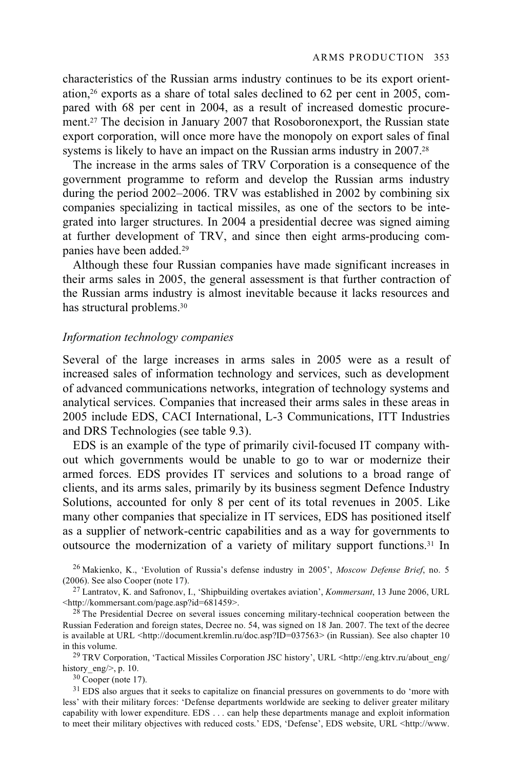characteristics of the Russian arms industry continues to be its export orientation,[26] exports as a share of total sales declined to 62 per cent in 2005, compared with 68 per cent in 2004, as a result of increased domestic procurement.[27] The decision in January 2007 that Rosoboronexport, the Russian state export corporation, will once more have the monopoly on export sales of final systems is likely to have an impact on the Russian arms industry in 2007.[28]

The increase in the arms sales of TRV Corporation is a consequence of the government programme to reform and develop the Russian arms industry during the period 2002–2006. TRV was established in 2002 by combining six companies specializing in tactical missiles, as one of the sectors to be integrated into larger structures. In 2004 a presidential decree was signed aiming at further development of TRV, and since then eight arms-producing companies have been added.[29]

Although these four Russian companies have made significant increases in their arms sales in 2005, the general assessment is that further contraction of the Russian arms industry is almost inevitable because it lacks resources and has structural problems.[30]

### *Information technology companies*

Several of the large increases in arms sales in 2005 were as a result of increased sales of information technology and services, such as development of advanced communications networks, integration of technology systems and analytical services. Companies that increased their arms sales in these areas in 2005 include EDS, CACI International, L-3 Communications, ITT Industries and DRS Technologies (see table 9.3).

EDS is an example of the type of primarily civil-focused IT company without which governments would be unable to go to war or modernize their armed forces. EDS provides IT services and solutions to a broad range of clients, and its arms sales, primarily by its business segment Defence Industry Solutions, accounted for only 8 per cent of its total revenues in 2005. Like many other companies that specialize in IT services, EDS has positioned itself as a supplier of network-centric capabilities and as a way for governments to outsource the modernization of a variety of military support functions.[31] In

[26] Makienko, K., 'Evolution of Russia's defense industry in 2005', *Moscow Defense Brief*, no. 5 (2006). See also Cooper (note 17).

[27] Lantratov, K. and Safronov, I., 'Shipbuilding overtakes aviation', *Kommersant*, 13 June 2006, URL <http://kommersant.com/page.asp?id=681459>.

[28] The Presidential Decree on several issues concerning military-technical cooperation between the Russian Federation and foreign states, Decree no. 54, was signed on 18 Jan. 2007. The text of the decree is available at URL <http://document.kremlin.ru/doc.asp?ID=037563> (in Russian). See also chapter 10 in this volume.

[29] TRV Corporation, 'Tactical Missiles Corporation JSC history', URL <http://eng.ktrv.ru/about_eng/history_eng/>, p. 10.

[30] Cooper (note 17).

[31] EDS also argues that it seeks to capitalize on financial pressures on governments to do 'more with less' with their military forces: 'Defense departments worldwide are seeking to deliver greater military capability with lower expenditure. EDS . . . can help these departments manage and exploit information to meet their military objectives with reduced costs.' EDS, 'Defense', EDS website, URL <http://www.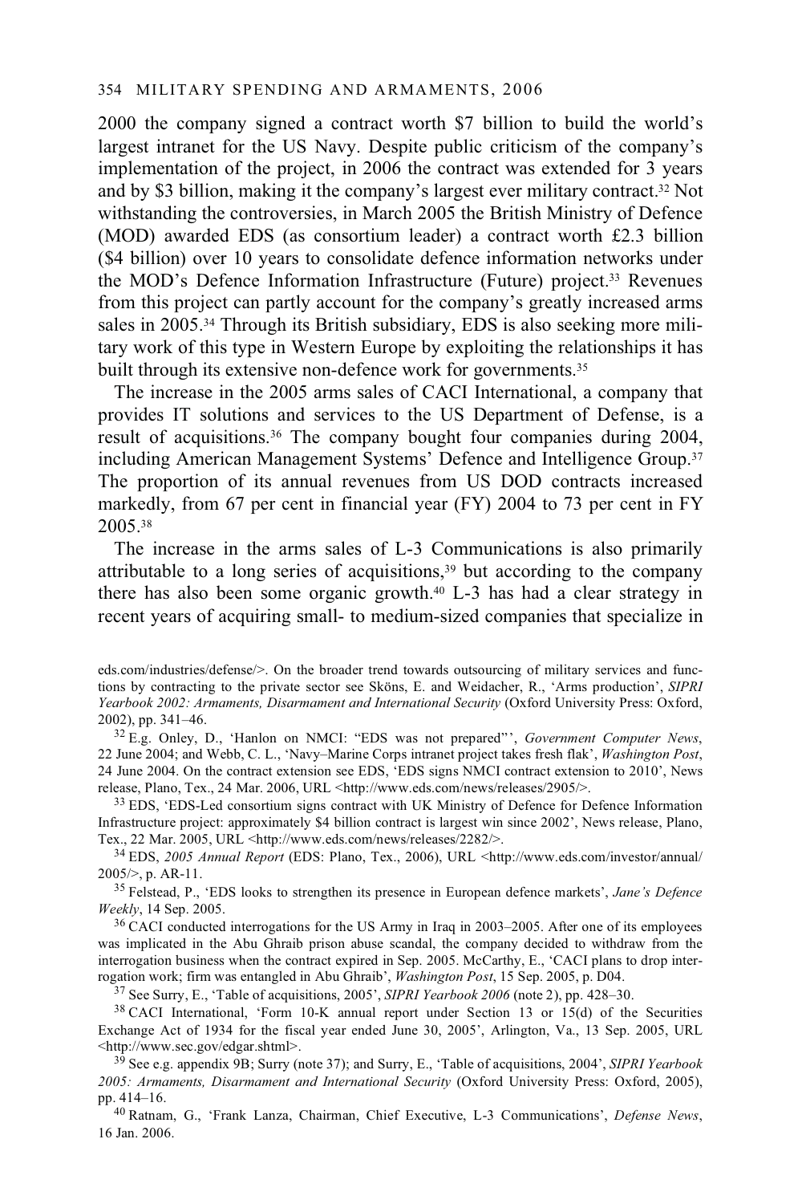2000 the company signed a contract worth $7 billion to build the world's largest intranet for the US Navy. Despite public criticism of the company's implementation of the project, in 2006 the contract was extended for 3 years and by $3 billion, making it the company's largest ever military contract.[32] Not withstanding the controversies, in March 2005 the British Ministry of Defence (MOD) awarded EDS (as consortium leader) a contract worth £2.3 billion ($4 billion) over 10 years to consolidate defence information networks under the MOD's Defence Information Infrastructure (Future) project.[33] Revenues from this project can partly account for the company's greatly increased arms sales in 2005.[34] Through its British subsidiary, EDS is also seeking more military work of this type in Western Europe by exploiting the relationships it has built through its extensive non-defence work for governments.[35]

The increase in the 2005 arms sales of CACI International, a company that provides IT solutions and services to the US Department of Defense, is a result of acquisitions.[36] The company bought four companies during 2004, including American Management Systems' Defence and Intelligence Group.[37] The proportion of its annual revenues from US DOD contracts increased markedly, from 67 per cent in financial year (FY) 2004 to 73 per cent in FY 2005.[38]

The increase in the arms sales of L-3 Communications is also primarily attributable to a long series of acquisitions,[39] but according to the company there has also been some organic growth.[40] L-3 has had a clear strategy in recent years of acquiring small- to medium-sized companies that specialize in

eds.com/industries/defense/>. On the broader trend towards outsourcing of military services and functions by contracting to the private sector see Sköns, E. and Weidacher, R., 'Arms production', *SIPRI Yearbook 2002: Armaments, Disarmament and International Security* (Oxford University Press: Oxford, 2002), pp. 341–46.

[32] E.g. Onley, D., 'Hanlon on NMCI: "EDS was not prepared"', *Government Computer News*, 22 June 2004; and Webb, C. L., 'Navy–Marine Corps intranet project takes fresh flak', *Washington Post*, 24 June 2004. On the contract extension see EDS, 'EDS signs NMCI contract extension to 2010', News release, Plano, Tex., 24 Mar. 2006, URL <http://www.eds.com/news/releases/2905/>.

[33] EDS, 'EDS-Led consortium signs contract with UK Ministry of Defence for Defence Information Infrastructure project: approximately $4 billion contract is largest win since 2002', News release, Plano, Tex., 22 Mar. 2005, URL <http://www.eds.com/news/releases/2282/>.

[34] EDS, *2005 Annual Report* (EDS: Plano, Tex., 2006), URL <http://www.eds.com/investor/annual/2005/>, p. AR-11.

[35] Felstead, P., 'EDS looks to strengthen its presence in European defence markets', *Jane's Defence Weekly*, 14 Sep. 2005.

[36] CACI conducted interrogations for the US Army in Iraq in 2003–2005. After one of its employees was implicated in the Abu Ghraib prison abuse scandal, the company decided to withdraw from the interrogation business when the contract expired in Sep. 2005. McCarthy, E., 'CACI plans to drop interrogation work; firm was entangled in Abu Ghraib', *Washington Post*, 15 Sep. 2005, p. D04.

[37] See Surry, E., 'Table of acquisitions, 2005', *SIPRI Yearbook 2006* (note 2), pp. 428–30.

[38] CACI International, 'Form 10-K annual report under Section 13 or 15(d) of the Securities Exchange Act of 1934 for the fiscal year ended June 30, 2005', Arlington, Va., 13 Sep. 2005, URL <http://www.sec.gov/edgar.shtml>.

[39] See e.g. appendix 9B; Surry (note 37); and Surry, E., 'Table of acquisitions, 2004', *SIPRI Yearbook 2005: Armaments, Disarmament and International Security* (Oxford University Press: Oxford, 2005), pp. 414–16.

[40] Ratnam, G., 'Frank Lanza, Chairman, Chief Executive, L-3 Communications', *Defense News*, 16 Jan. 2006.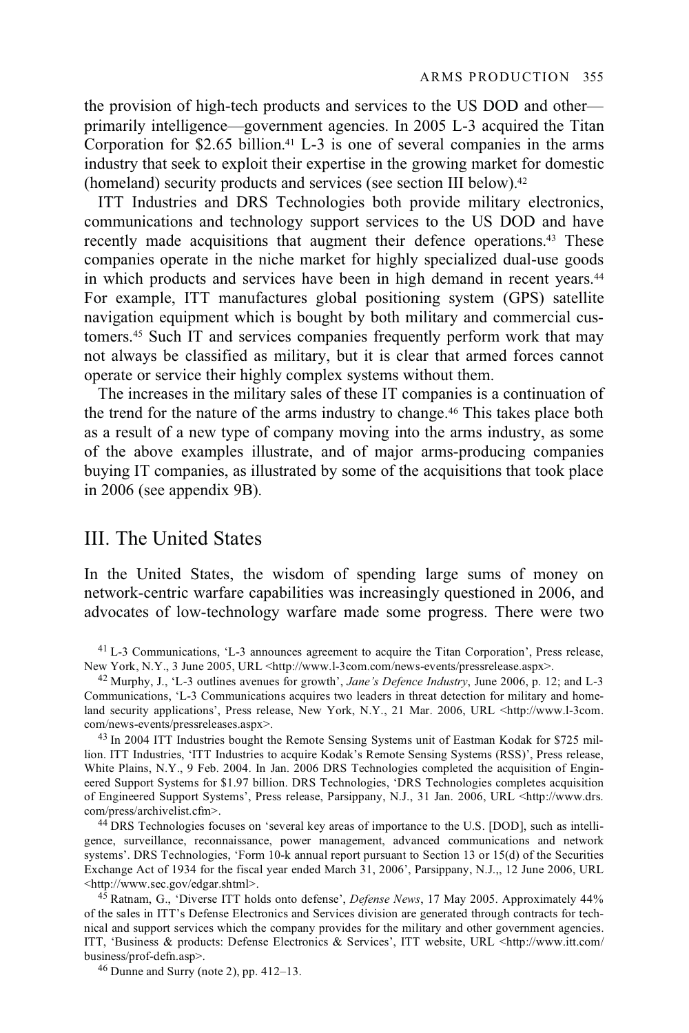the provision of high-tech products and services to the US DOD and other—primarily intelligence—government agencies. In 2005 L-3 acquired the Titan Corporation for $2.65 billion.[41] L-3 is one of several companies in the arms industry that seek to exploit their expertise in the growing market for domestic (homeland) security products and services (see section III below).[42]

ITT Industries and DRS Technologies both provide military electronics, communications and technology support services to the US DOD and have recently made acquisitions that augment their defence operations.[43] These companies operate in the niche market for highly specialized dual-use goods in which products and services have been in high demand in recent years.[44] For example, ITT manufactures global positioning system (GPS) satellite navigation equipment which is bought by both military and commercial customers.[45] Such IT and services companies frequently perform work that may not always be classified as military, but it is clear that armed forces cannot operate or service their highly complex systems without them.

The increases in the military sales of these IT companies is a continuation of the trend for the nature of the arms industry to change.[46] This takes place both as a result of a new type of company moving into the arms industry, as some of the above examples illustrate, and of major arms-producing companies buying IT companies, as illustrated by some of the acquisitions that took place in 2006 (see appendix 9B).

## III. The United States

In the United States, the wisdom of spending large sums of money on network-centric warfare capabilities was increasingly questioned in 2006, and advocates of low-technology warfare made some progress. There were two

[41] L-3 Communications, 'L-3 announces agreement to acquire the Titan Corporation', Press release, New York, N.Y., 3 June 2005, URL <http://www.l-3com.com/news-events/pressrelease.aspx>.

[42] Murphy, J., 'L-3 outlines avenues for growth', *Jane's Defence Industry*, June 2006, p. 12; and L-3 Communications, 'L-3 Communications acquires two leaders in threat detection for military and homeland security applications', Press release, New York, N.Y., 21 Mar. 2006, URL <http://www.l-3com.com/news-events/pressreleases.aspx>.

[43] In 2004 ITT Industries bought the Remote Sensing Systems unit of Eastman Kodak for $725 million. ITT Industries, 'ITT Industries to acquire Kodak's Remote Sensing Systems (RSS)', Press release, White Plains, N.Y., 9 Feb. 2004. In Jan. 2006 DRS Technologies completed the acquisition of Engineered Support Systems for $1.97 billion. DRS Technologies, 'DRS Technologies completes acquisition of Engineered Support Systems', Press release, Parsippany, N.J., 31 Jan. 2006, URL <http://www.drs.com/press/archivelist.cfm>.

[44] DRS Technologies focuses on 'several key areas of importance to the U.S. [DOD], such as intelligence, surveillance, reconnaissance, power management, advanced communications and network systems'. DRS Technologies, 'Form 10-k annual report pursuant to Section 13 or 15(d) of the Securities Exchange Act of 1934 for the fiscal year ended March 31, 2006', Parsippany, N.J.,, 12 June 2006, URL <http://www.sec.gov/edgar.shtml>.

[45] Ratnam, G., 'Diverse ITT holds onto defense', *Defense News*, 17 May 2005. Approximately 44% of the sales in ITT's Defense Electronics and Services division are generated through contracts for technical and support services which the company provides for the military and other government agencies. ITT, 'Business & products: Defense Electronics & Services', ITT website, URL <http://www.itt.com/business/prof-defn.asp>.

[46] Dunne and Surry (note 2), pp. 412–13.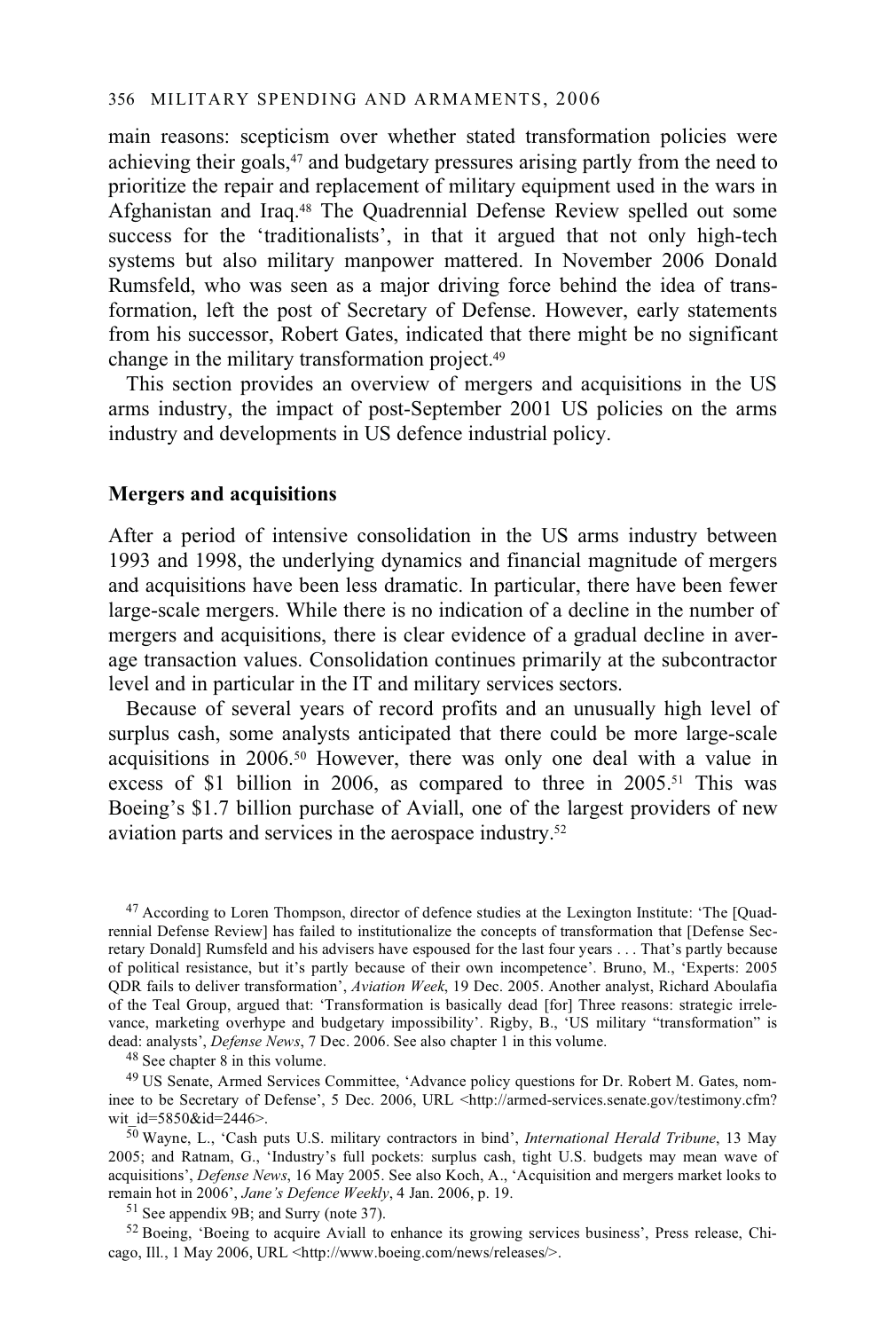main reasons: scepticism over whether stated transformation policies were achieving their goals,[47] and budgetary pressures arising partly from the need to prioritize the repair and replacement of military equipment used in the wars in Afghanistan and Iraq.[48] The Quadrennial Defense Review spelled out some success for the 'traditionalists', in that it argued that not only high-tech systems but also military manpower mattered. In November 2006 Donald Rumsfeld, who was seen as a major driving force behind the idea of transformation, left the post of Secretary of Defense. However, early statements from his successor, Robert Gates, indicated that there might be no significant change in the military transformation project.[49]

This section provides an overview of mergers and acquisitions in the US arms industry, the impact of post-September 2001 US policies on the arms industry and developments in US defence industrial policy.

**Mergers and acquisitions**

After a period of intensive consolidation in the US arms industry between 1993 and 1998, the underlying dynamics and financial magnitude of mergers and acquisitions have been less dramatic. In particular, there have been fewer large-scale mergers. While there is no indication of a decline in the number of mergers and acquisitions, there is clear evidence of a gradual decline in average transaction values. Consolidation continues primarily at the subcontractor level and in particular in the IT and military services sectors.

Because of several years of record profits and an unusually high level of surplus cash, some analysts anticipated that there could be more large-scale acquisitions in 2006.[50] However, there was only one deal with a value in excess of $1 billion in 2006, as compared to three in 2005.[51] This was Boeing's $1.7 billion purchase of Aviall, one of the largest providers of new aviation parts and services in the aerospace industry.[52]

[47] According to Loren Thompson, director of defence studies at the Lexington Institute: 'The [Quadrennial Defense Review] has failed to institutionalize the concepts of transformation that [Defense Secretary Donald] Rumsfeld and his advisers have espoused for the last four years . . . That's partly because of political resistance, but it's partly because of their own incompetence'. Bruno, M., 'Experts: 2005 QDR fails to deliver transformation', *Aviation Week*, 19 Dec. 2005. Another analyst, Richard Aboulafia of the Teal Group, argued that: 'Transformation is basically dead [for] Three reasons: strategic irrelevance, marketing overhype and budgetary impossibility'. Rigby, B., 'US military "transformation" is dead: analysts', *Defense News*, 7 Dec. 2006. See also chapter 1 in this volume.

[48] See chapter 8 in this volume.

[49] US Senate, Armed Services Committee, 'Advance policy questions for Dr. Robert M. Gates, nominee to be Secretary of Defense', 5 Dec. 2006, URL <http://armed-services.senate.gov/testimony.cfm?wit_id=5850&id=2446>.

[50] Wayne, L., 'Cash puts U.S. military contractors in bind', *International Herald Tribune*, 13 May 2005; and Ratnam, G., 'Industry's full pockets: surplus cash, tight U.S. budgets may mean wave of acquisitions', *Defense News*, 16 May 2005. See also Koch, A., 'Acquisition and mergers market looks to remain hot in 2006', *Jane's Defence Weekly*, 4 Jan. 2006, p. 19.

[51] See appendix 9B; and Surry (note 37).

[52] Boeing, 'Boeing to acquire Aviall to enhance its growing services business', Press release, Chicago, Ill., 1 May 2006, URL <http://www.boeing.com/news/releases/>.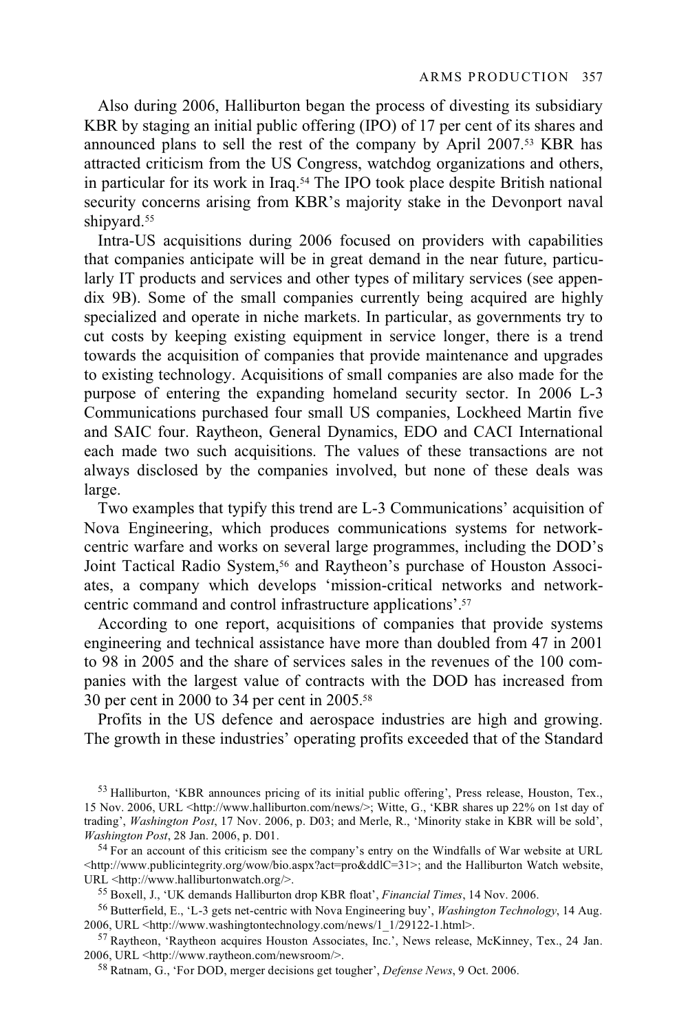Also during 2006, Halliburton began the process of divesting its subsidiary KBR by staging an initial public offering (IPO) of 17 per cent of its shares and announced plans to sell the rest of the company by April 2007.[53] KBR has attracted criticism from the US Congress, watchdog organizations and others, in particular for its work in Iraq.[54] The IPO took place despite British national security concerns arising from KBR's majority stake in the Devonport naval shipyard.[55]

Intra-US acquisitions during 2006 focused on providers with capabilities that companies anticipate will be in great demand in the near future, particularly IT products and services and other types of military services (see appendix 9B). Some of the small companies currently being acquired are highly specialized and operate in niche markets. In particular, as governments try to cut costs by keeping existing equipment in service longer, there is a trend towards the acquisition of companies that provide maintenance and upgrades to existing technology. Acquisitions of small companies are also made for the purpose of entering the expanding homeland security sector. In 2006 L-3 Communications purchased four small US companies, Lockheed Martin five and SAIC four. Raytheon, General Dynamics, EDO and CACI International each made two such acquisitions. The values of these transactions are not always disclosed by the companies involved, but none of these deals was large.

Two examples that typify this trend are L-3 Communications' acquisition of Nova Engineering, which produces communications systems for network-centric warfare and works on several large programmes, including the DOD's Joint Tactical Radio System,[56] and Raytheon's purchase of Houston Associates, a company which develops 'mission-critical networks and network-centric command and control infrastructure applications'.[57]

According to one report, acquisitions of companies that provide systems engineering and technical assistance have more than doubled from 47 in 2001 to 98 in 2005 and the share of services sales in the revenues of the 100 companies with the largest value of contracts with the DOD has increased from 30 per cent in 2000 to 34 per cent in 2005.[58]

Profits in the US defence and aerospace industries are high and growing. The growth in these industries' operating profits exceeded that of the Standard

---

[53] Halliburton, 'KBR announces pricing of its initial public offering', Press release, Houston, Tex., 15 Nov. 2006, URL <http://www.halliburton.com/news/>; Witte, G., 'KBR shares up 22% on 1st day of trading', *Washington Post*, 17 Nov. 2006, p. D03; and Merle, R., 'Minority stake in KBR will be sold', *Washington Post*, 28 Jan. 2006, p. D01.

[54] For an account of this criticism see the company's entry on the Windfalls of War website at URL <http://www.publicintegrity.org/wow/bio.aspx?act=pro&ddlC=31>; and the Halliburton Watch website, URL <http://www.halliburtonwatch.org/>.

[55] Boxell, J., 'UK demands Halliburton drop KBR float', *Financial Times*, 14 Nov. 2006.

[56] Butterfield, E., 'L-3 gets net-centric with Nova Engineering buy', *Washington Technology*, 14 Aug. 2006, URL <http://www.washingtontechnology.com/news/1_1/29122-1.html>.

[57] Raytheon, 'Raytheon acquires Houston Associates, Inc.', News release, McKinney, Tex., 24 Jan. 2006, URL <http://www.raytheon.com/newsroom/>.

[58] Ratnam, G., 'For DOD, merger decisions get tougher', *Defense News*, 9 Oct. 2006.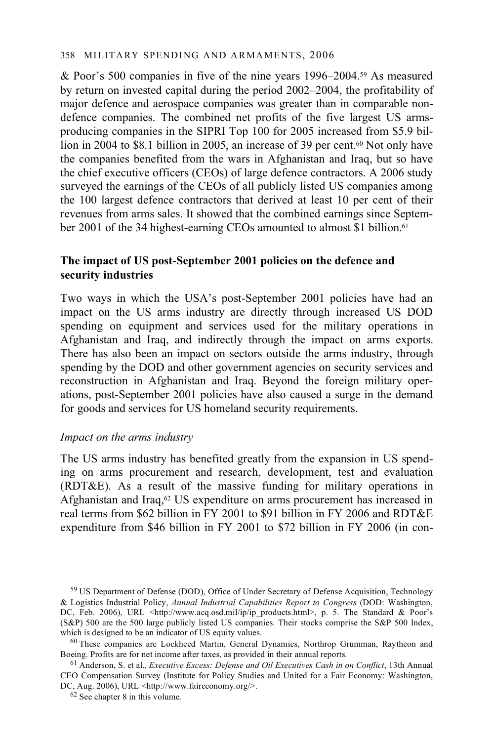& Poor's 500 companies in five of the nine years 1996–2004.[59] As measured by return on invested capital during the period 2002–2004, the profitability of major defence and aerospace companies was greater than in comparable non-defence companies. The combined net profits of the five largest US arms-producing companies in the SIPRI Top 100 for 2005 increased from $5.9 billion in 2004 to $8.1 billion in 2005, an increase of 39 per cent.[60] Not only have the companies benefited from the wars in Afghanistan and Iraq, but so have the chief executive officers (CEOs) of large defence contractors. A 2006 study surveyed the earnings of the CEOs of all publicly listed US companies among the 100 largest defence contractors that derived at least 10 per cent of their revenues from arms sales. It showed that the combined earnings since September 2001 of the 34 highest-earning CEOs amounted to almost $1 billion.[61]

### The impact of US post-September 2001 policies on the defence and security industries

Two ways in which the USA's post-September 2001 policies have had an impact on the US arms industry are directly through increased US DOD spending on equipment and services used for the military operations in Afghanistan and Iraq, and indirectly through the impact on arms exports. There has also been an impact on sectors outside the arms industry, through spending by the DOD and other government agencies on security services and reconstruction in Afghanistan and Iraq. Beyond the foreign military operations, post-September 2001 policies have also caused a surge in the demand for goods and services for US homeland security requirements.

#### *Impact on the arms industry*

The US arms industry has benefited greatly from the expansion in US spending on arms procurement and research, development, test and evaluation (RDT&E). As a result of the massive funding for military operations in Afghanistan and Iraq,[62] US expenditure on arms procurement has increased in real terms from $62 billion in FY 2001 to $91 billion in FY 2006 and RDT&E expenditure from $46 billion in FY 2001 to $72 billion in FY 2006 (in con-

---

[59] US Department of Defense (DOD), Office of Under Secretary of Defense Acquisition, Technology & Logistics Industrial Policy, *Annual Industrial Capabilities Report to Congress* (DOD: Washington, DC, Feb. 2006), URL <http://www.acq.osd.mil/ip/ip_products.html>, p. 5. The Standard & Poor's (S&P) 500 are the 500 large publicly listed US companies. Their stocks comprise the S&P 500 Index, which is designed to be an indicator of US equity values.

[60] These companies are Lockheed Martin, General Dynamics, Northrop Grumman, Raytheon and Boeing. Profits are for net income after taxes, as provided in their annual reports.

[61] Anderson, S. et al., *Executive Excess: Defense and Oil Executives Cash in on Conflict*, 13th Annual CEO Compensation Survey (Institute for Policy Studies and United for a Fair Economy: Washington, DC, Aug. 2006), URL <http://www.faireconomy.org/>.

[62] See chapter 8 in this volume.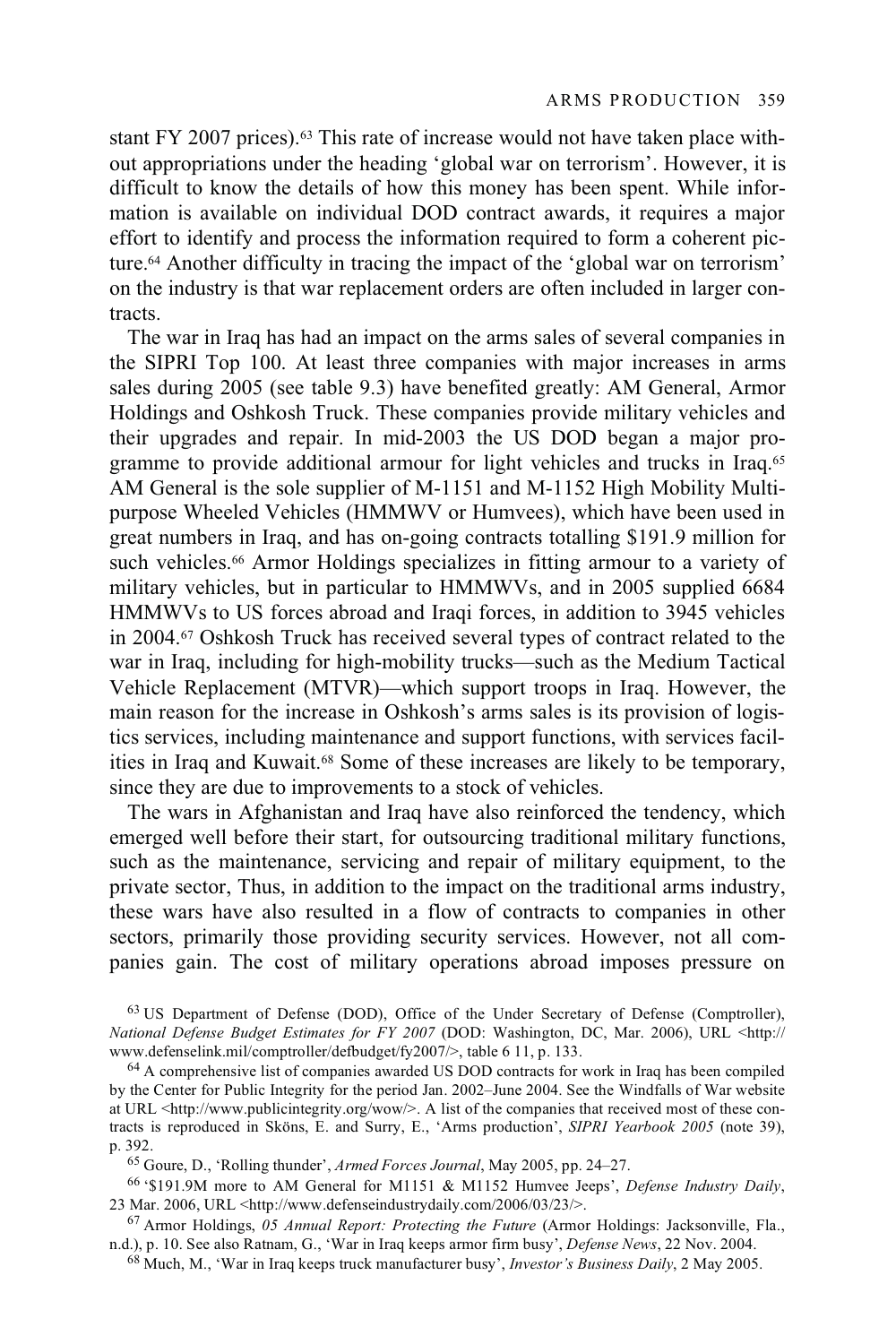stant FY 2007 prices).[63] This rate of increase would not have taken place without appropriations under the heading 'global war on terrorism'. However, it is difficult to know the details of how this money has been spent. While information is available on individual DOD contract awards, it requires a major effort to identify and process the information required to form a coherent picture.[64] Another difficulty in tracing the impact of the 'global war on terrorism' on the industry is that war replacement orders are often included in larger contracts.

The war in Iraq has had an impact on the arms sales of several companies in the SIPRI Top 100. At least three companies with major increases in arms sales during 2005 (see table 9.3) have benefited greatly: AM General, Armor Holdings and Oshkosh Truck. These companies provide military vehicles and their upgrades and repair. In mid-2003 the US DOD began a major programme to provide additional armour for light vehicles and trucks in Iraq.[65] AM General is the sole supplier of M-1151 and M-1152 High Mobility Multipurpose Wheeled Vehicles (HMMWV or Humvees), which have been used in great numbers in Iraq, and has on-going contracts totalling $191.9 million for such vehicles.[66] Armor Holdings specializes in fitting armour to a variety of military vehicles, but in particular to HMMWVs, and in 2005 supplied 6684 HMMWVs to US forces abroad and Iraqi forces, in addition to 3945 vehicles in 2004.[67] Oshkosh Truck has received several types of contract related to the war in Iraq, including for high-mobility trucks—such as the Medium Tactical Vehicle Replacement (MTVR)—which support troops in Iraq. However, the main reason for the increase in Oshkosh's arms sales is its provision of logistics services, including maintenance and support functions, with services facilities in Iraq and Kuwait.[68] Some of these increases are likely to be temporary, since they are due to improvements to a stock of vehicles.

The wars in Afghanistan and Iraq have also reinforced the tendency, which emerged well before their start, for outsourcing traditional military functions, such as the maintenance, servicing and repair of military equipment, to the private sector, Thus, in addition to the impact on the traditional arms industry, these wars have also resulted in a flow of contracts to companies in other sectors, primarily those providing security services. However, not all companies gain. The cost of military operations abroad imposes pressure on

[63] US Department of Defense (DOD), Office of the Under Secretary of Defense (Comptroller), *National Defense Budget Estimates for FY 2007* (DOD: Washington, DC, Mar. 2006), URL <http://www.defenselink.mil/comptroller/defbudget/fy2007/>, table 6 11, p. 133.

[64] A comprehensive list of companies awarded US DOD contracts for work in Iraq has been compiled by the Center for Public Integrity for the period Jan. 2002–June 2004. See the Windfalls of War website at URL <http://www.publicintegrity.org/wow/>. A list of the companies that received most of these contracts is reproduced in Sköns, E. and Surry, E., 'Arms production', *SIPRI Yearbook 2005* (note 39), p. 392.

[65] Goure, D., 'Rolling thunder', *Armed Forces Journal*, May 2005, pp. 24–27.

[66] '$191.9M more to AM General for M1151 & M1152 Humvee Jeeps', *Defense Industry Daily*, 23 Mar. 2006, URL <http://www.defenseindustrydaily.com/2006/03/23/>.

[67] Armor Holdings, *05 Annual Report: Protecting the Future* (Armor Holdings: Jacksonville, Fla., n.d.), p. 10. See also Ratnam, G., 'War in Iraq keeps armor firm busy', *Defense News*, 22 Nov. 2004.

[68] Much, M., 'War in Iraq keeps truck manufacturer busy', *Investor's Business Daily*, 2 May 2005.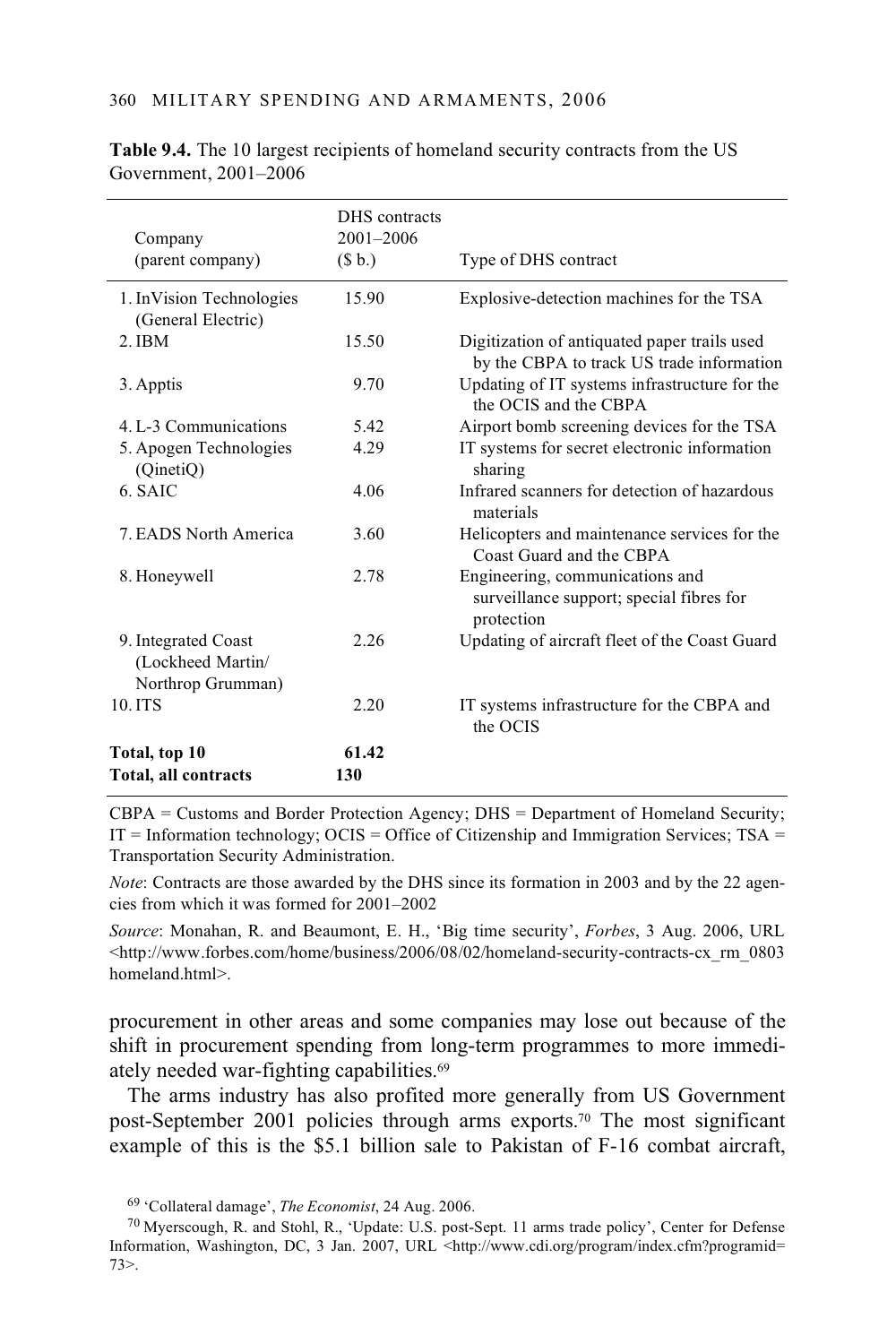**Table 9.4.** The 10 largest recipients of homeland security contracts from the US Government, 2001–2006

| Company (parent company) | DHS contracts 2001–2006 ($ b.) | Type of DHS contract |
|---|---|---|
| 1. InVision Technologies (General Electric) | 15.90 | Explosive-detection machines for the TSA |
| 2. IBM | 15.50 | Digitization of antiquated paper trails used by the CBPA to track US trade information |
| 3. Apptis | 9.70 | Updating of IT systems infrastructure for the OCIS and the CBPA |
| 4. L-3 Communications | 5.42 | Airport bomb screening devices for the TSA |
| 5. Apogen Technologies (QinetiQ) | 4.29 | IT systems for secret electronic information sharing |
| 6. SAIC | 4.06 | Infrared scanners for detection of hazardous materials |
| 7. EADS North America | 3.60 | Helicopters and maintenance services for the Coast Guard and the CBPA |
| 8. Honeywell | 2.78 | Engineering, communications and surveillance support; special fibres for protection |
| 9. Integrated Coast (Lockheed Martin/ Northrop Grumman) | 2.26 | Updating of aircraft fleet of the Coast Guard |
| 10. ITS | 2.20 | IT systems infrastructure for the CBPA and the OCIS |
| **Total, top 10** | **61.42** | |
| **Total, all contracts** | **130** | |

CBPA = Customs and Border Protection Agency; DHS = Department of Homeland Security; IT = Information technology; OCIS = Office of Citizenship and Immigration Services; TSA = Transportation Security Administration.

*Note*: Contracts are those awarded by the DHS since its formation in 2003 and by the 22 agencies from which it was formed for 2001–2002

*Source*: Monahan, R. and Beaumont, E. H., 'Big time security', *Forbes*, 3 Aug. 2006, URL <http://www.forbes.com/home/business/2006/08/02/homeland-security-contracts-cx_rm_0803homeland.html>.

procurement in other areas and some companies may lose out because of the shift in procurement spending from long-term programmes to more immediately needed war-fighting capabilities.[69]

The arms industry has also profited more generally from US Government post-September 2001 policies through arms exports.[70] The most significant example of this is the $5.1 billion sale to Pakistan of F-16 combat aircraft,

[69] 'Collateral damage', *The Economist*, 24 Aug. 2006.

[70] Myerscough, R. and Stohl, R., 'Update: U.S. post-Sept. 11 arms trade policy', Center for Defense Information, Washington, DC, 3 Jan. 2007, URL <http://www.cdi.org/program/index.cfm?programid=73>.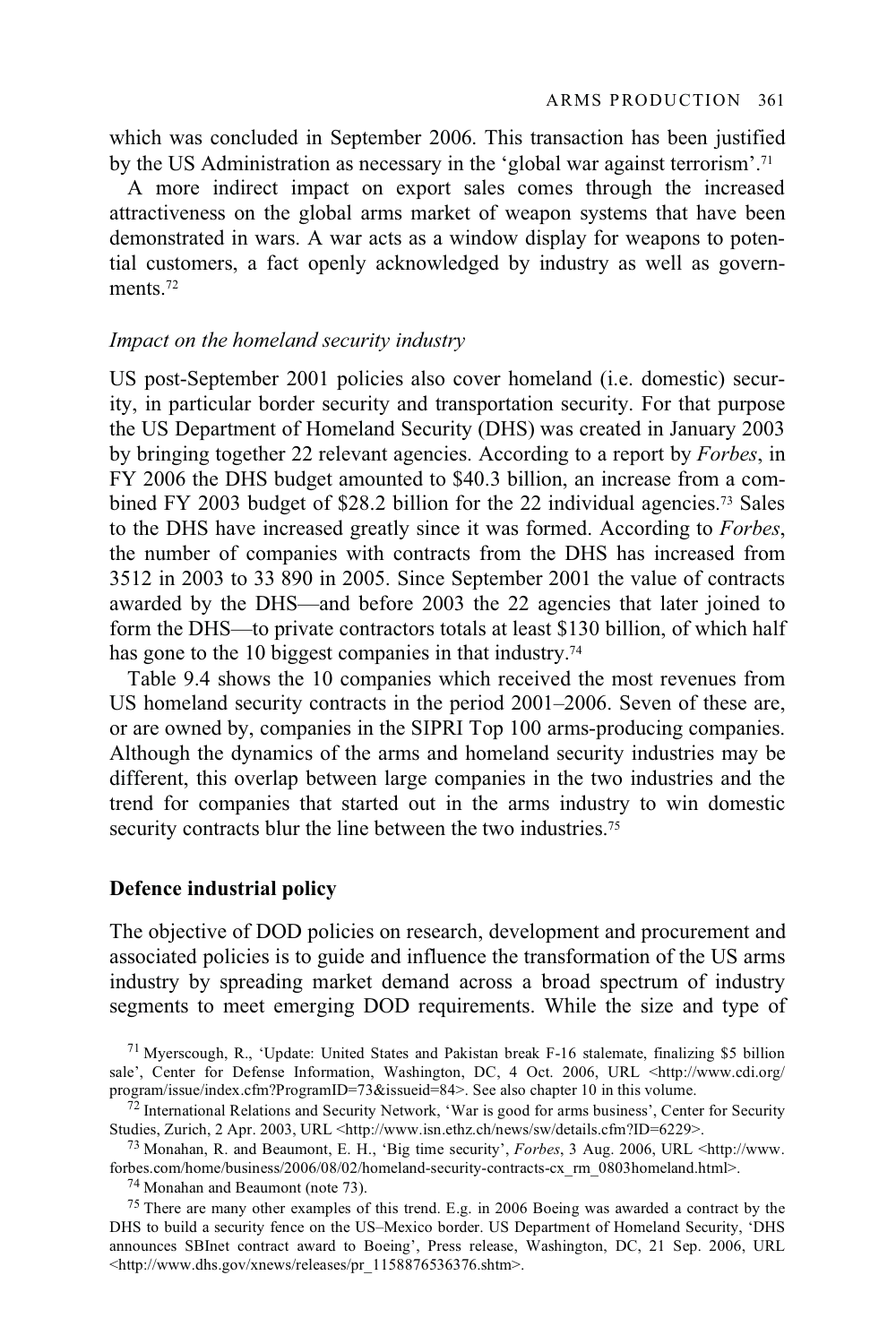which was concluded in September 2006. This transaction has been justified by the US Administration as necessary in the 'global war against terrorism'.[71]

A more indirect impact on export sales comes through the increased attractiveness on the global arms market of weapon systems that have been demonstrated in wars. A war acts as a window display for weapons to potential customers, a fact openly acknowledged by industry as well as governments.[72]

*Impact on the homeland security industry*

US post-September 2001 policies also cover homeland (i.e. domestic) security, in particular border security and transportation security. For that purpose the US Department of Homeland Security (DHS) was created in January 2003 by bringing together 22 relevant agencies. According to a report by *Forbes*, in FY 2006 the DHS budget amounted to $40.3 billion, an increase from a combined FY 2003 budget of $28.2 billion for the 22 individual agencies.[73] Sales to the DHS have increased greatly since it was formed. According to *Forbes*, the number of companies with contracts from the DHS has increased from 3512 in 2003 to 33 890 in 2005. Since September 2001 the value of contracts awarded by the DHS—and before 2003 the 22 agencies that later joined to form the DHS—to private contractors totals at least $130 billion, of which half has gone to the 10 biggest companies in that industry.[74]

Table 9.4 shows the 10 companies which received the most revenues from US homeland security contracts in the period 2001–2006. Seven of these are, or are owned by, companies in the SIPRI Top 100 arms-producing companies. Although the dynamics of the arms and homeland security industries may be different, this overlap between large companies in the two industries and the trend for companies that started out in the arms industry to win domestic security contracts blur the line between the two industries.[75]

### Defence industrial policy

The objective of DOD policies on research, development and procurement and associated policies is to guide and influence the transformation of the US arms industry by spreading market demand across a broad spectrum of industry segments to meet emerging DOD requirements. While the size and type of

[71] Myerscough, R., 'Update: United States and Pakistan break F-16 stalemate, finalizing $5 billion sale', Center for Defense Information, Washington, DC, 4 Oct. 2006, URL <http://www.cdi.org/program/issue/index.cfm?ProgramID=73&issueid=84>. See also chapter 10 in this volume.

[72] International Relations and Security Network, 'War is good for arms business', Center for Security Studies, Zurich, 2 Apr. 2003, URL <http://www.isn.ethz.ch/news/sw/details.cfm?ID=6229>.

[73] Monahan, R. and Beaumont, E. H., 'Big time security', *Forbes*, 3 Aug. 2006, URL <http://www.forbes.com/home/business/2006/08/02/homeland-security-contracts-cx_rm_0803homeland.html>.

[74] Monahan and Beaumont (note 73).

[75] There are many other examples of this trend. E.g. in 2006 Boeing was awarded a contract by the DHS to build a security fence on the US–Mexico border. US Department of Homeland Security, 'DHS announces SBInet contract award to Boeing', Press release, Washington, DC, 21 Sep. 2006, URL <http://www.dhs.gov/xnews/releases/pr_1158876536376.shtm>.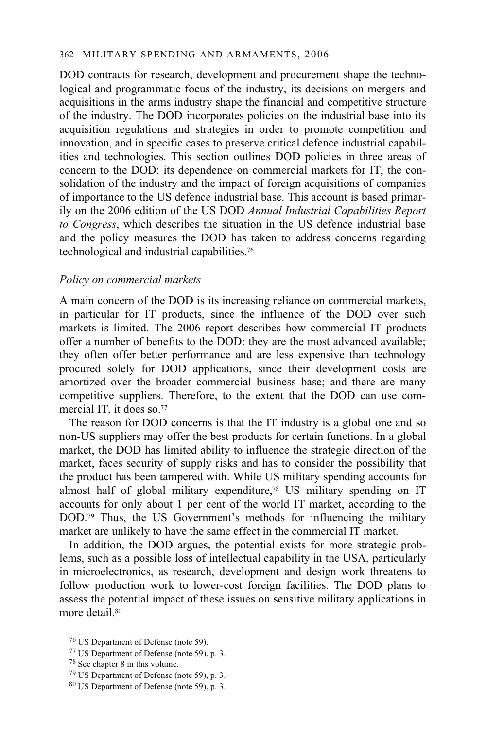DOD contracts for research, development and procurement shape the technological and programmatic focus of the industry, its decisions on mergers and acquisitions in the arms industry shape the financial and competitive structure of the industry. The DOD incorporates policies on the industrial base into its acquisition regulations and strategies in order to promote competition and innovation, and in specific cases to preserve critical defence industrial capabilities and technologies. This section outlines DOD policies in three areas of concern to the DOD: its dependence on commercial markets for IT, the consolidation of the industry and the impact of foreign acquisitions of companies of importance to the US defence industrial base. This account is based primarily on the 2006 edition of the US DOD *Annual Industrial Capabilities Report to Congress*, which describes the situation in the US defence industrial base and the policy measures the DOD has taken to address concerns regarding technological and industrial capabilities.[76]

*Policy on commercial markets*

A main concern of the DOD is its increasing reliance on commercial markets, in particular for IT products, since the influence of the DOD over such markets is limited. The 2006 report describes how commercial IT products offer a number of benefits to the DOD: they are the most advanced available; they often offer better performance and are less expensive than technology procured solely for DOD applications, since their development costs are amortized over the broader commercial business base; and there are many competitive suppliers. Therefore, to the extent that the DOD can use commercial IT, it does so.[77]

The reason for DOD concerns is that the IT industry is a global one and so non-US suppliers may offer the best products for certain functions. In a global market, the DOD has limited ability to influence the strategic direction of the market, faces security of supply risks and has to consider the possibility that the product has been tampered with. While US military spending accounts for almost half of global military expenditure,[78] US military spending on IT accounts for only about 1 per cent of the world IT market, according to the DOD.[79] Thus, the US Government's methods for influencing the military market are unlikely to have the same effect in the commercial IT market.

In addition, the DOD argues, the potential exists for more strategic problems, such as a possible loss of intellectual capability in the USA, particularly in microelectronics, as research, development and design work threatens to follow production work to lower-cost foreign facilities. The DOD plans to assess the potential impact of these issues on sensitive military applications in more detail.[80]

[76] US Department of Defense (note 59).

[77] US Department of Defense (note 59), p. 3.

[78] See chapter 8 in this volume.

[79] US Department of Defense (note 59), p. 3.

[80] US Department of Defense (note 59), p. 3.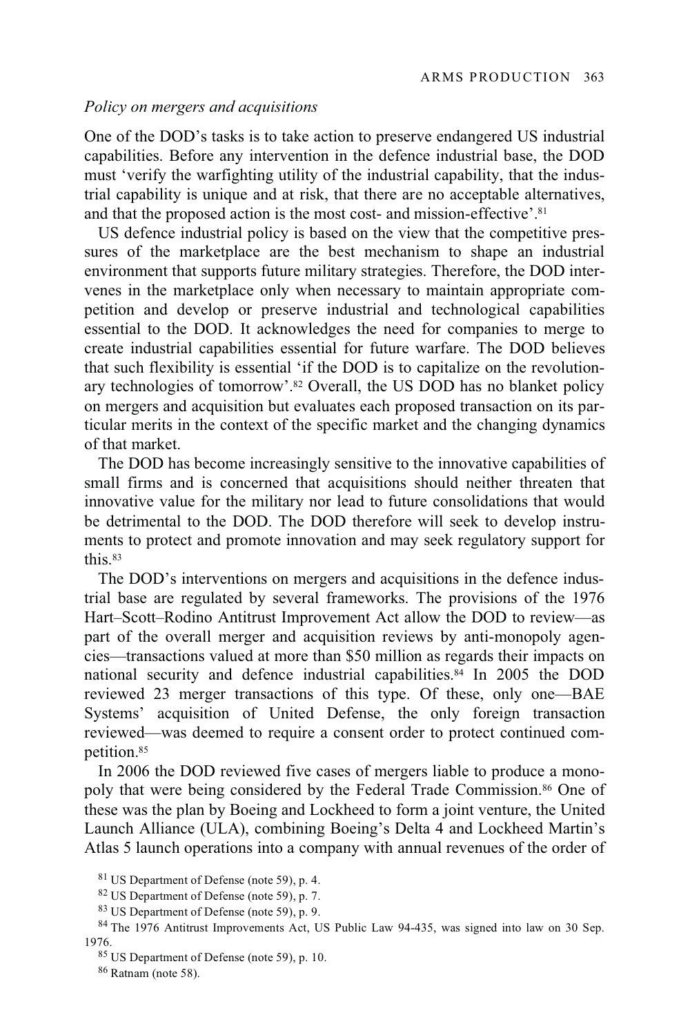*Policy on mergers and acquisitions*

One of the DOD's tasks is to take action to preserve endangered US industrial capabilities. Before any intervention in the defence industrial base, the DOD must 'verify the warfighting utility of the industrial capability, that the industrial capability is unique and at risk, that there are no acceptable alternatives, and that the proposed action is the most cost- and mission-effective'.[81]

US defence industrial policy is based on the view that the competitive pressures of the marketplace are the best mechanism to shape an industrial environment that supports future military strategies. Therefore, the DOD intervenes in the marketplace only when necessary to maintain appropriate competition and develop or preserve industrial and technological capabilities essential to the DOD. It acknowledges the need for companies to merge to create industrial capabilities essential for future warfare. The DOD believes that such flexibility is essential 'if the DOD is to capitalize on the revolutionary technologies of tomorrow'.[82] Overall, the US DOD has no blanket policy on mergers and acquisition but evaluates each proposed transaction on its particular merits in the context of the specific market and the changing dynamics of that market.

The DOD has become increasingly sensitive to the innovative capabilities of small firms and is concerned that acquisitions should neither threaten that innovative value for the military nor lead to future consolidations that would be detrimental to the DOD. The DOD therefore will seek to develop instruments to protect and promote innovation and may seek regulatory support for this.[83]

The DOD's interventions on mergers and acquisitions in the defence industrial base are regulated by several frameworks. The provisions of the 1976 Hart–Scott–Rodino Antitrust Improvement Act allow the DOD to review—as part of the overall merger and acquisition reviews by anti-monopoly agencies—transactions valued at more than $50 million as regards their impacts on national security and defence industrial capabilities.[84] In 2005 the DOD reviewed 23 merger transactions of this type. Of these, only one—BAE Systems' acquisition of United Defense, the only foreign transaction reviewed—was deemed to require a consent order to protect continued competition.[85]

In 2006 the DOD reviewed five cases of mergers liable to produce a monopoly that were being considered by the Federal Trade Commission.[86] One of these was the plan by Boeing and Lockheed to form a joint venture, the United Launch Alliance (ULA), combining Boeing's Delta 4 and Lockheed Martin's Atlas 5 launch operations into a company with annual revenues of the order of

[81] US Department of Defense (note 59), p. 4.

[82] US Department of Defense (note 59), p. 7.

[83] US Department of Defense (note 59), p. 9.

[84] The 1976 Antitrust Improvements Act, US Public Law 94-435, was signed into law on 30 Sep. 1976.

[85] US Department of Defense (note 59), p. 10.

[86] Ratnam (note 58).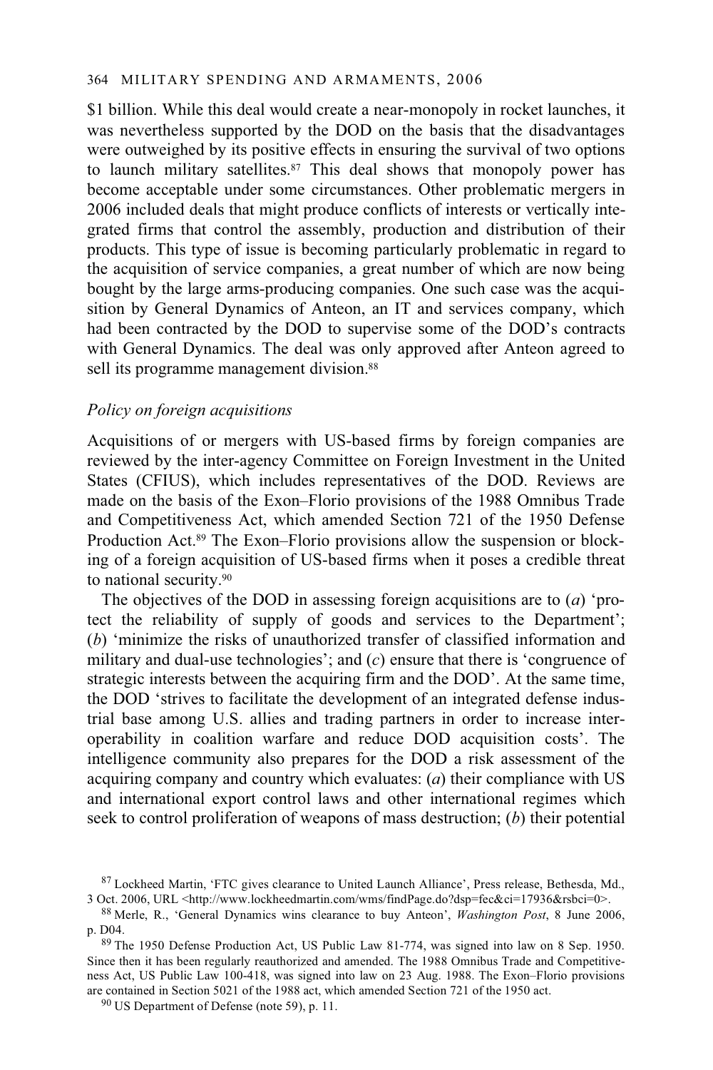$1 billion. While this deal would create a near-monopoly in rocket launches, it was nevertheless supported by the DOD on the basis that the disadvantages were outweighed by its positive effects in ensuring the survival of two options to launch military satellites.[87] This deal shows that monopoly power has become acceptable under some circumstances. Other problematic mergers in 2006 included deals that might produce conflicts of interests or vertically integrated firms that control the assembly, production and distribution of their products. This type of issue is becoming particularly problematic in regard to the acquisition of service companies, a great number of which are now being bought by the large arms-producing companies. One such case was the acquisition by General Dynamics of Anteon, an IT and services company, which had been contracted by the DOD to supervise some of the DOD's contracts with General Dynamics. The deal was only approved after Anteon agreed to sell its programme management division.[88]

### *Policy on foreign acquisitions*

Acquisitions of or mergers with US-based firms by foreign companies are reviewed by the inter-agency Committee on Foreign Investment in the United States (CFIUS), which includes representatives of the DOD. Reviews are made on the basis of the Exon–Florio provisions of the 1988 Omnibus Trade and Competitiveness Act, which amended Section 721 of the 1950 Defense Production Act.[89] The Exon–Florio provisions allow the suspension or blocking of a foreign acquisition of US-based firms when it poses a credible threat to national security.[90]

The objectives of the DOD in assessing foreign acquisitions are to (*a*) 'protect the reliability of supply of goods and services to the Department'; (*b*) 'minimize the risks of unauthorized transfer of classified information and military and dual-use technologies'; and (*c*) ensure that there is 'congruence of strategic interests between the acquiring firm and the DOD'. At the same time, the DOD 'strives to facilitate the development of an integrated defense industrial base among U.S. allies and trading partners in order to increase interoperability in coalition warfare and reduce DOD acquisition costs'. The intelligence community also prepares for the DOD a risk assessment of the acquiring company and country which evaluates: (*a*) their compliance with US and international export control laws and other international regimes which seek to control proliferation of weapons of mass destruction; (*b*) their potential

[87] Lockheed Martin, 'FTC gives clearance to United Launch Alliance', Press release, Bethesda, Md., 3 Oct. 2006, URL <http://www.lockheedmartin.com/wms/findPage.do?dsp=fec&ci=17936&rsbci=0>.

[88] Merle, R., 'General Dynamics wins clearance to buy Anteon', *Washington Post*, 8 June 2006, p. D04.

[89] The 1950 Defense Production Act, US Public Law 81-774, was signed into law on 8 Sep. 1950. Since then it has been regularly reauthorized and amended. The 1988 Omnibus Trade and Competitiveness Act, US Public Law 100-418, was signed into law on 23 Aug. 1988. The Exon–Florio provisions are contained in Section 5021 of the 1988 act, which amended Section 721 of the 1950 act.

[90] US Department of Defense (note 59), p. 11.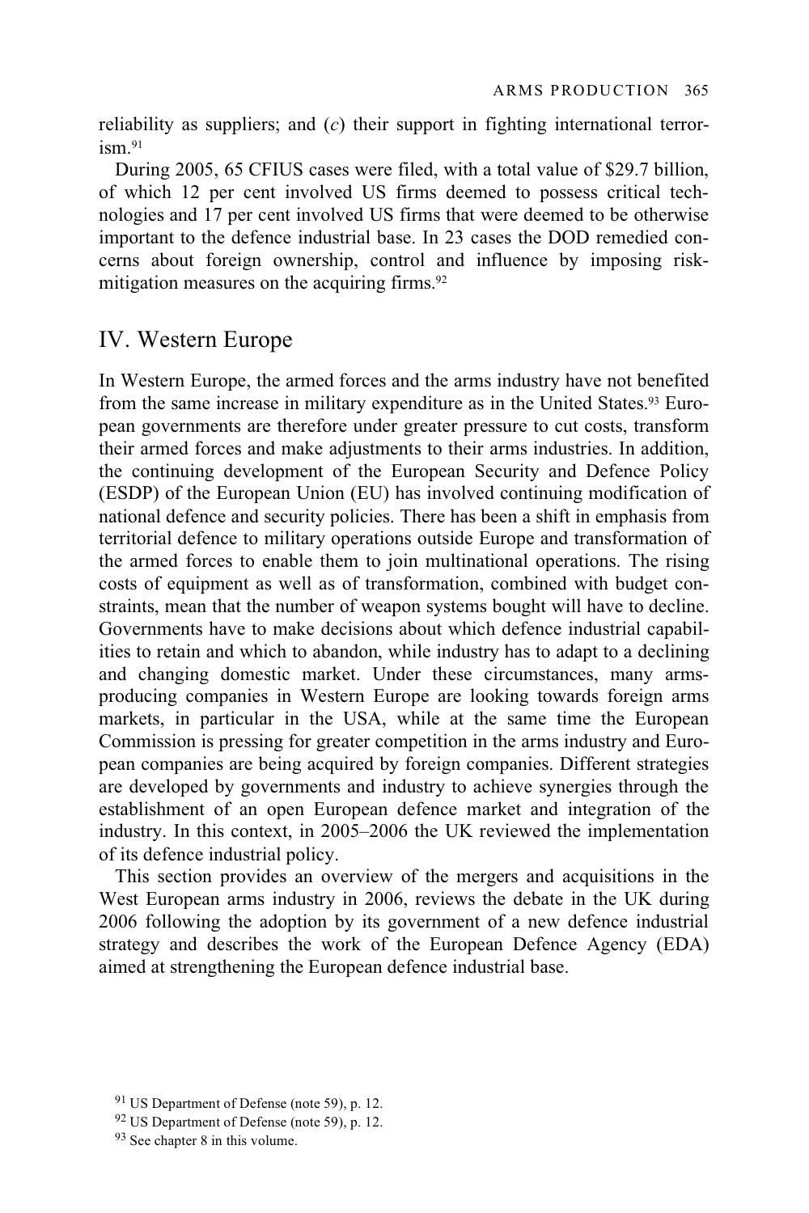reliability as suppliers; and (*c*) their support in fighting international terrorism.[91]

During 2005, 65 CFIUS cases were filed, with a total value of $29.7 billion, of which 12 per cent involved US firms deemed to possess critical technologies and 17 per cent involved US firms that were deemed to be otherwise important to the defence industrial base. In 23 cases the DOD remedied concerns about foreign ownership, control and influence by imposing risk-mitigation measures on the acquiring firms.[92]

## IV. Western Europe

In Western Europe, the armed forces and the arms industry have not benefited from the same increase in military expenditure as in the United States.[93] European governments are therefore under greater pressure to cut costs, transform their armed forces and make adjustments to their arms industries. In addition, the continuing development of the European Security and Defence Policy (ESDP) of the European Union (EU) has involved continuing modification of national defence and security policies. There has been a shift in emphasis from territorial defence to military operations outside Europe and transformation of the armed forces to enable them to join multinational operations. The rising costs of equipment as well as of transformation, combined with budget constraints, mean that the number of weapon systems bought will have to decline. Governments have to make decisions about which defence industrial capabilities to retain and which to abandon, while industry has to adapt to a declining and changing domestic market. Under these circumstances, many arms-producing companies in Western Europe are looking towards foreign arms markets, in particular in the USA, while at the same time the European Commission is pressing for greater competition in the arms industry and European companies are being acquired by foreign companies. Different strategies are developed by governments and industry to achieve synergies through the establishment of an open European defence market and integration of the industry. In this context, in 2005–2006 the UK reviewed the implementation of its defence industrial policy.

This section provides an overview of the mergers and acquisitions in the West European arms industry in 2006, reviews the debate in the UK during 2006 following the adoption by its government of a new defence industrial strategy and describes the work of the European Defence Agency (EDA) aimed at strengthening the European defence industrial base.

[91] US Department of Defense (note 59), p. 12.

[92] US Department of Defense (note 59), p. 12.

[93] See chapter 8 in this volume.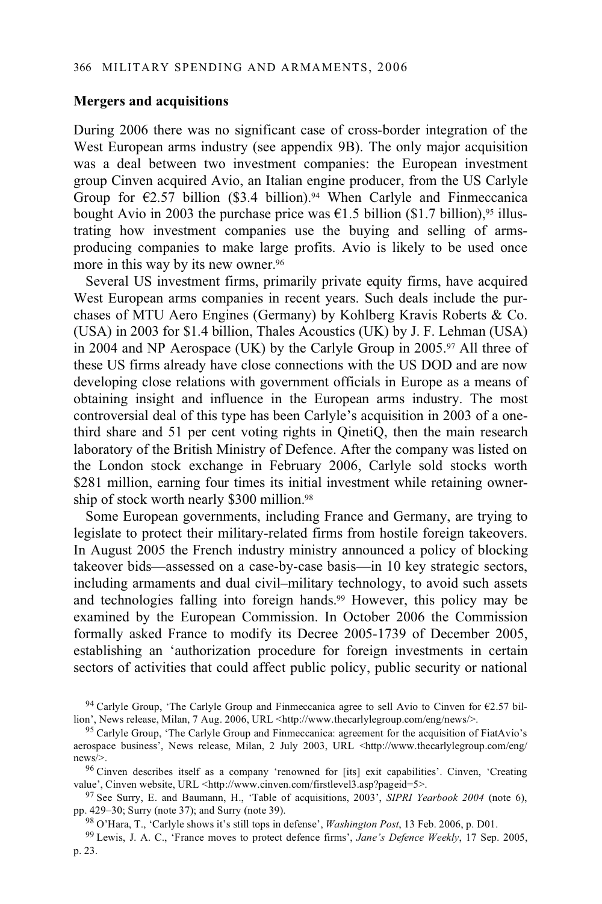### Mergers and acquisitions

During 2006 there was no significant case of cross-border integration of the West European arms industry (see appendix 9B). The only major acquisition was a deal between two investment companies: the European investment group Cinven acquired Avio, an Italian engine producer, from the US Carlyle Group for €2.57 billion ($3.4 billion).[94] When Carlyle and Finmeccanica bought Avio in 2003 the purchase price was €1.5 billion ($1.7 billion),[95] illustrating how investment companies use the buying and selling of arms-producing companies to make large profits. Avio is likely to be used once more in this way by its new owner.[96]

Several US investment firms, primarily private equity firms, have acquired West European arms companies in recent years. Such deals include the purchases of MTU Aero Engines (Germany) by Kohlberg Kravis Roberts & Co. (USA) in 2003 for $1.4 billion, Thales Acoustics (UK) by J. F. Lehman (USA) in 2004 and NP Aerospace (UK) by the Carlyle Group in 2005.[97] All three of these US firms already have close connections with the US DOD and are now developing close relations with government officials in Europe as a means of obtaining insight and influence in the European arms industry. The most controversial deal of this type has been Carlyle's acquisition in 2003 of a one-third share and 51 per cent voting rights in QinetiQ, then the main research laboratory of the British Ministry of Defence. After the company was listed on the London stock exchange in February 2006, Carlyle sold stocks worth $281 million, earning four times its initial investment while retaining ownership of stock worth nearly $300 million.[98]

Some European governments, including France and Germany, are trying to legislate to protect their military-related firms from hostile foreign takeovers. In August 2005 the French industry ministry announced a policy of blocking takeover bids—assessed on a case-by-case basis—in 10 key strategic sectors, including armaments and dual civil–military technology, to avoid such assets and technologies falling into foreign hands.[99] However, this policy may be examined by the European Commission. In October 2006 the Commission formally asked France to modify its Decree 2005-1739 of December 2005, establishing an 'authorization procedure for foreign investments in certain sectors of activities that could affect public policy, public security or national

[94] Carlyle Group, 'The Carlyle Group and Finmeccanica agree to sell Avio to Cinven for €2.57 billion', News release, Milan, 7 Aug. 2006, URL <http://www.thecarlylegroup.com/eng/news/>.

[95] Carlyle Group, 'The Carlyle Group and Finmeccanica: agreement for the acquisition of FiatAvio's aerospace business', News release, Milan, 2 July 2003, URL <http://www.thecarlylegroup.com/eng/news/>.

[96] Cinven describes itself as a company 'renowned for [its] exit capabilities'. Cinven, 'Creating value', Cinven website, URL <http://www.cinven.com/firstlevel3.asp?pageid=5>.

[97] See Surry, E. and Baumann, H., 'Table of acquisitions, 2003', *SIPRI Yearbook 2004* (note 6), pp. 429–30; Surry (note 37); and Surry (note 39).

[98] O'Hara, T., 'Carlyle shows it's still tops in defense', *Washington Post*, 13 Feb. 2006, p. D01.

[99] Lewis, J. A. C., 'France moves to protect defence firms', *Jane's Defence Weekly*, 17 Sep. 2005, p. 23.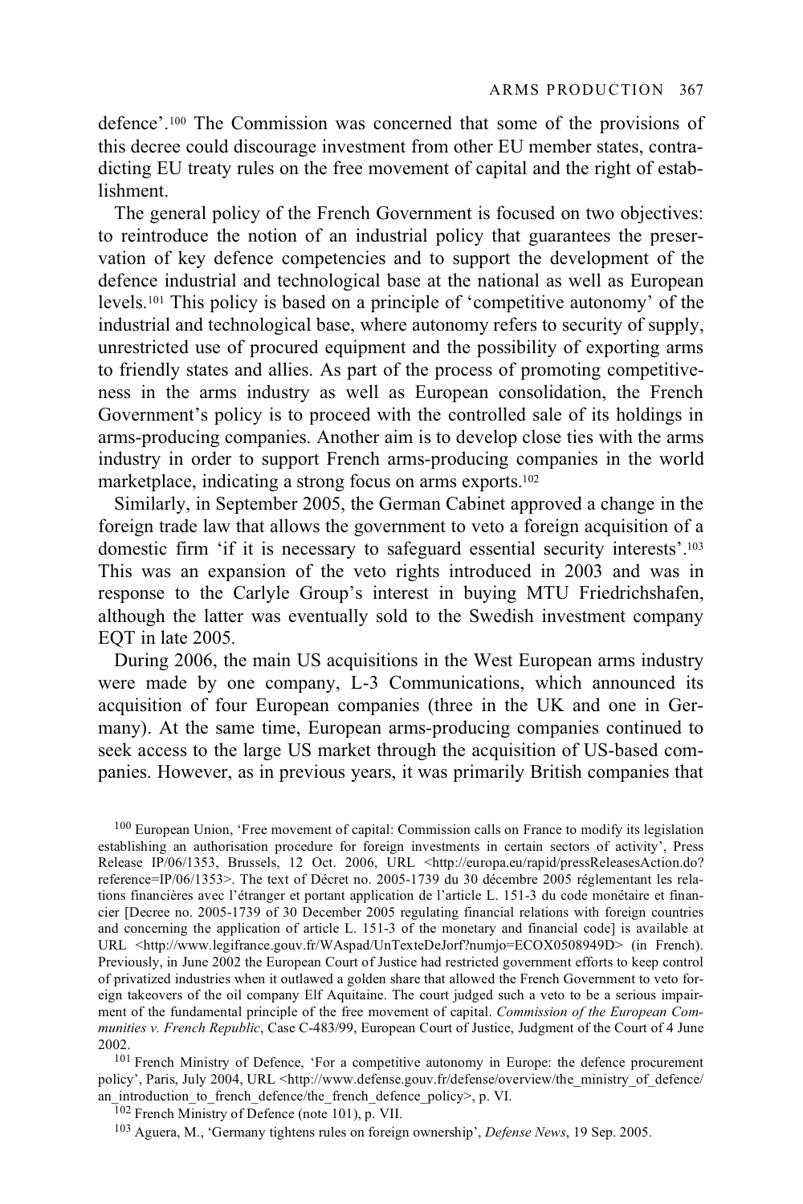defence'.[100] The Commission was concerned that some of the provisions of this decree could discourage investment from other EU member states, contradicting EU treaty rules on the free movement of capital and the right of establishment.

The general policy of the French Government is focused on two objectives: to reintroduce the notion of an industrial policy that guarantees the preservation of key defence competencies and to support the development of the defence industrial and technological base at the national as well as European levels.[101] This policy is based on a principle of 'competitive autonomy' of the industrial and technological base, where autonomy refers to security of supply, unrestricted use of procured equipment and the possibility of exporting arms to friendly states and allies. As part of the process of promoting competitiveness in the arms industry as well as European consolidation, the French Government's policy is to proceed with the controlled sale of its holdings in arms-producing companies. Another aim is to develop close ties with the arms industry in order to support French arms-producing companies in the world marketplace, indicating a strong focus on arms exports.[102]

Similarly, in September 2005, the German Cabinet approved a change in the foreign trade law that allows the government to veto a foreign acquisition of a domestic firm 'if it is necessary to safeguard essential security interests'.[103] This was an expansion of the veto rights introduced in 2003 and was in response to the Carlyle Group's interest in buying MTU Friedrichshafen, although the latter was eventually sold to the Swedish investment company EQT in late 2005.

During 2006, the main US acquisitions in the West European arms industry were made by one company, L-3 Communications, which announced its acquisition of four European companies (three in the UK and one in Germany). At the same time, European arms-producing companies continued to seek access to the large US market through the acquisition of US-based companies. However, as in previous years, it was primarily British companies that

[100] European Union, 'Free movement of capital: Commission calls on France to modify its legislation establishing an authorisation procedure for foreign investments in certain sectors of activity', Press Release IP/06/1353, Brussels, 12 Oct. 2006, URL <http://europa.eu/rapid/pressReleasesAction.do?reference=IP/06/1353>. The text of Décret no. 2005-1739 du 30 décembre 2005 réglementant les relations financières avec l'étranger et portant application de l'article L. 151-3 du code monétaire et financier [Decree no. 2005-1739 of 30 December 2005 regulating financial relations with foreign countries and concerning the application of article L. 151-3 of the monetary and financial code] is available at URL <http://www.legifrance.gouv.fr/WAspad/UnTexteDeJorf?numjo=ECOX0508949D> (in French). Previously, in June 2002 the European Court of Justice had restricted government efforts to keep control of privatized industries when it outlawed a golden share that allowed the French Government to veto foreign takeovers of the oil company Elf Aquitaine. The court judged such a veto to be a serious impairment of the fundamental principle of the free movement of capital. *Commission of the European Communities v. French Republic*, Case C-483/99, European Court of Justice, Judgment of the Court of 4 June 2002.

[101] French Ministry of Defence, 'For a competitive autonomy in Europe: the defence procurement policy', Paris, July 2004, URL <http://www.defense.gouv.fr/defense/overview/the_ministry_of_defence/an_introduction_to_french_defence/the_french_defence_policy>, p. VI.

[102] French Ministry of Defence (note 101), p. VII.

[103] Aguera, M., 'Germany tightens rules on foreign ownership', *Defense News*, 19 Sep. 2005.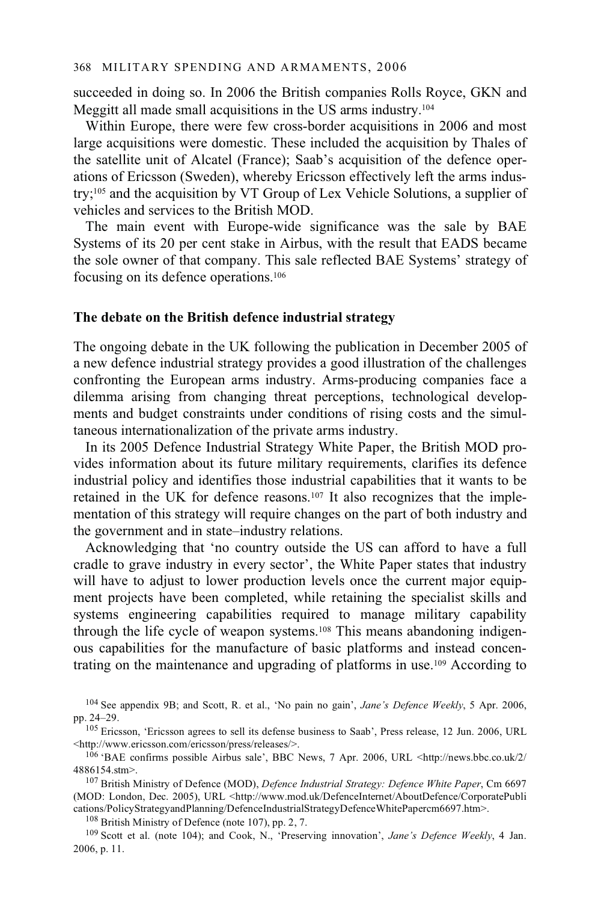succeeded in doing so. In 2006 the British companies Rolls Royce, GKN and Meggitt all made small acquisitions in the US arms industry.[104]

Within Europe, there were few cross-border acquisitions in 2006 and most large acquisitions were domestic. These included the acquisition by Thales of the satellite unit of Alcatel (France); Saab's acquisition of the defence operations of Ericsson (Sweden), whereby Ericsson effectively left the arms industry;[105] and the acquisition by VT Group of Lex Vehicle Solutions, a supplier of vehicles and services to the British MOD.

The main event with Europe-wide significance was the sale by BAE Systems of its 20 per cent stake in Airbus, with the result that EADS became the sole owner of that company. This sale reflected BAE Systems' strategy of focusing on its defence operations.[106]

**The debate on the British defence industrial strategy**

The ongoing debate in the UK following the publication in December 2005 of a new defence industrial strategy provides a good illustration of the challenges confronting the European arms industry. Arms-producing companies face a dilemma arising from changing threat perceptions, technological developments and budget constraints under conditions of rising costs and the simultaneous internationalization of the private arms industry.

In its 2005 Defence Industrial Strategy White Paper, the British MOD provides information about its future military requirements, clarifies its defence industrial policy and identifies those industrial capabilities that it wants to be retained in the UK for defence reasons.[107] It also recognizes that the implementation of this strategy will require changes on the part of both industry and the government and in state–industry relations.

Acknowledging that 'no country outside the US can afford to have a full cradle to grave industry in every sector', the White Paper states that industry will have to adjust to lower production levels once the current major equipment projects have been completed, while retaining the specialist skills and systems engineering capabilities required to manage military capability through the life cycle of weapon systems.[108] This means abandoning indigenous capabilities for the manufacture of basic platforms and instead concentrating on the maintenance and upgrading of platforms in use.[109] According to

[104] See appendix 9B; and Scott, R. et al., 'No pain no gain', *Jane's Defence Weekly*, 5 Apr. 2006, pp. 24–29.

[105] Ericsson, 'Ericsson agrees to sell its defense business to Saab', Press release, 12 Jun. 2006, URL <http://www.ericsson.com/ericsson/press/releases/>.

[106] 'BAE confirms possible Airbus sale', BBC News, 7 Apr. 2006, URL <http://news.bbc.co.uk/2/4886154.stm>.

[107] British Ministry of Defence (MOD), *Defence Industrial Strategy: Defence White Paper*, Cm 6697 (MOD: London, Dec. 2005), URL <http://www.mod.uk/DefenceInternet/AboutDefence/CorporatePublications/PolicyStrategyandPlanning/DefenceIndustrialStrategyDefenceWhitePapercm6697.htm>.

[108] British Ministry of Defence (note 107), pp. 2, 7.

[109] Scott et al. (note 104); and Cook, N., 'Preserving innovation', *Jane's Defence Weekly*, 4 Jan. 2006, p. 11.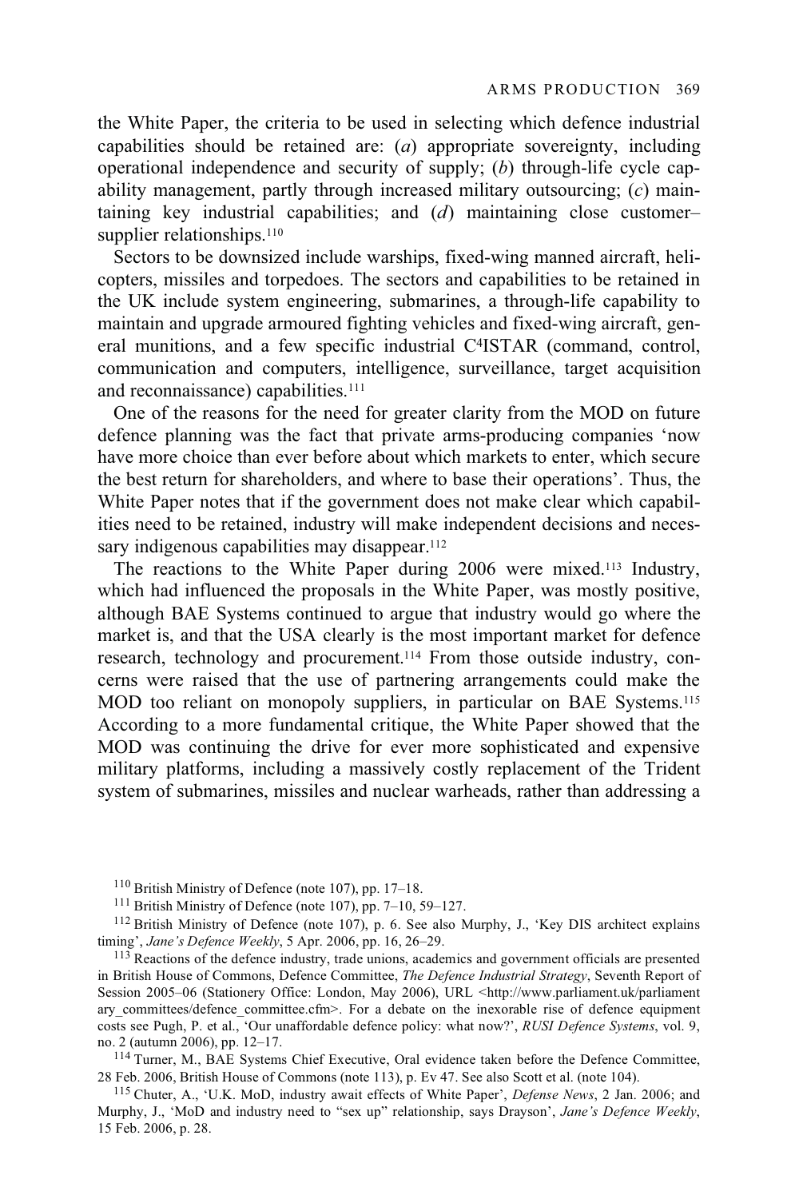the White Paper, the criteria to be used in selecting which defence industrial capabilities should be retained are: (*a*) appropriate sovereignty, including operational independence and security of supply; (*b*) through-life cycle capability management, partly through increased military outsourcing; (*c*) maintaining key industrial capabilities; and (*d*) maintaining close customer–supplier relationships.[110]

Sectors to be downsized include warships, fixed-wing manned aircraft, helicopters, missiles and torpedoes. The sectors and capabilities to be retained in the UK include system engineering, submarines, a through-life capability to maintain and upgrade armoured fighting vehicles and fixed-wing aircraft, general munitions, and a few specific industrial C$^4$ISTAR (command, control, communication and computers, intelligence, surveillance, target acquisition and reconnaissance) capabilities.[111]

One of the reasons for the need for greater clarity from the MOD on future defence planning was the fact that private arms-producing companies 'now have more choice than ever before about which markets to enter, which secure the best return for shareholders, and where to base their operations'. Thus, the White Paper notes that if the government does not make clear which capabilities need to be retained, industry will make independent decisions and necessary indigenous capabilities may disappear.[112]

The reactions to the White Paper during 2006 were mixed.[113] Industry, which had influenced the proposals in the White Paper, was mostly positive, although BAE Systems continued to argue that industry would go where the market is, and that the USA clearly is the most important market for defence research, technology and procurement.[114] From those outside industry, concerns were raised that the use of partnering arrangements could make the MOD too reliant on monopoly suppliers, in particular on BAE Systems.[115] According to a more fundamental critique, the White Paper showed that the MOD was continuing the drive for ever more sophisticated and expensive military platforms, including a massively costly replacement of the Trident system of submarines, missiles and nuclear warheads, rather than addressing a

[110] British Ministry of Defence (note 107), pp. 17–18.

[111] British Ministry of Defence (note 107), pp. 7–10, 59–127.

[112] British Ministry of Defence (note 107), p. 6. See also Murphy, J., 'Key DIS architect explains timing', *Jane's Defence Weekly*, 5 Apr. 2006, pp. 16, 26–29.

[113] Reactions of the defence industry, trade unions, academics and government officials are presented in British House of Commons, Defence Committee, *The Defence Industrial Strategy*, Seventh Report of Session 2005–06 (Stationery Office: London, May 2006), URL <http://www.parliament.uk/parliamentary_committees/defence_committee.cfm>. For a debate on the inexorable rise of defence equipment costs see Pugh, P. et al., 'Our unaffordable defence policy: what now?', *RUSI Defence Systems*, vol. 9, no. 2 (autumn 2006), pp. 12–17.

[114] Turner, M., BAE Systems Chief Executive, Oral evidence taken before the Defence Committee, 28 Feb. 2006, British House of Commons (note 113), p. Ev 47. See also Scott et al. (note 104).

[115] Chuter, A., 'U.K. MoD, industry await effects of White Paper', *Defense News*, 2 Jan. 2006; and Murphy, J., 'MoD and industry need to "sex up" relationship, says Drayson', *Jane's Defence Weekly*, 15 Feb. 2006, p. 28.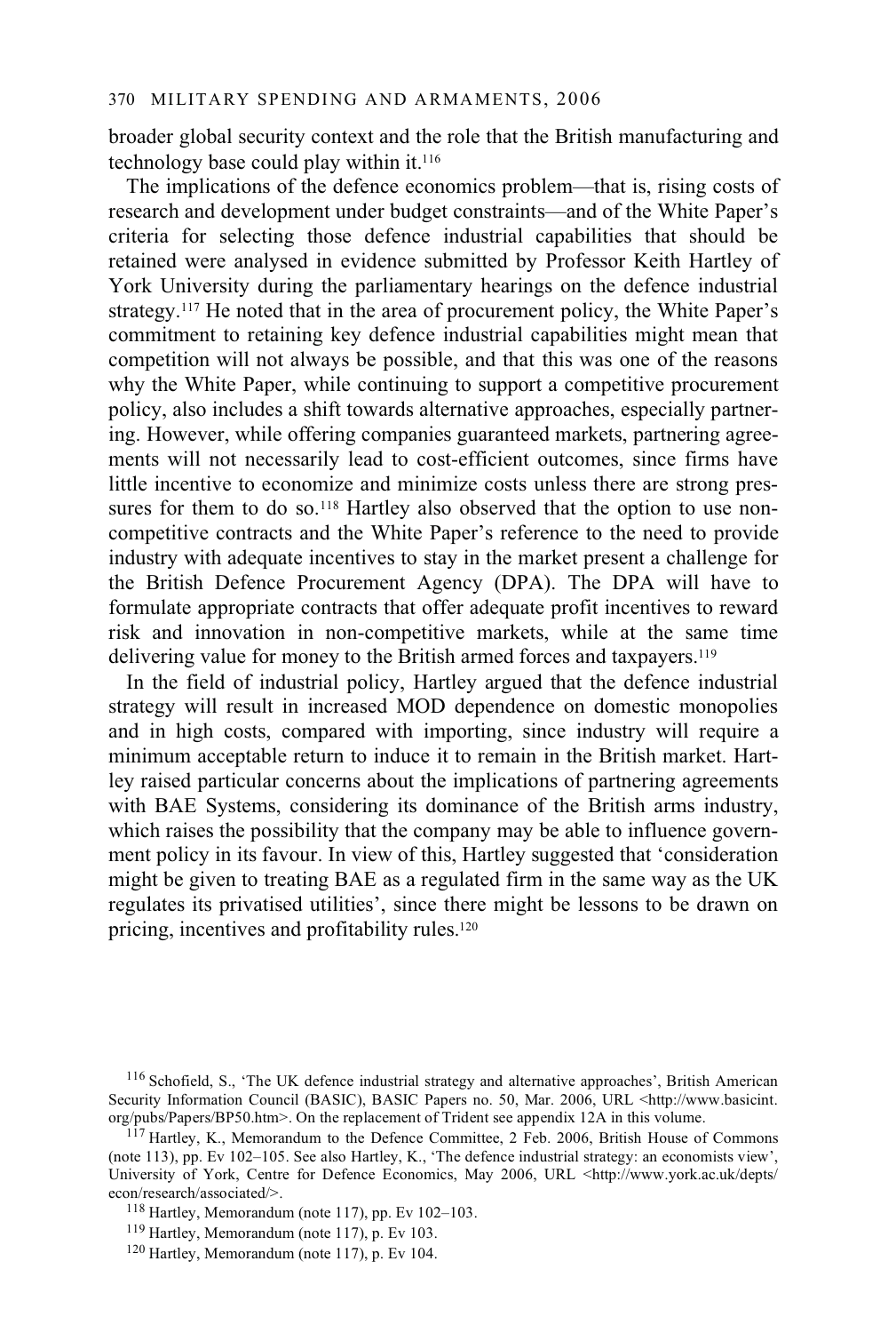broader global security context and the role that the British manufacturing and technology base could play within it.[116]

The implications of the defence economics problem—that is, rising costs of research and development under budget constraints—and of the White Paper's criteria for selecting those defence industrial capabilities that should be retained were analysed in evidence submitted by Professor Keith Hartley of York University during the parliamentary hearings on the defence industrial strategy.[117] He noted that in the area of procurement policy, the White Paper's commitment to retaining key defence industrial capabilities might mean that competition will not always be possible, and that this was one of the reasons why the White Paper, while continuing to support a competitive procurement policy, also includes a shift towards alternative approaches, especially partnering. However, while offering companies guaranteed markets, partnering agreements will not necessarily lead to cost-efficient outcomes, since firms have little incentive to economize and minimize costs unless there are strong pressures for them to do so.[118] Hartley also observed that the option to use non-competitive contracts and the White Paper's reference to the need to provide industry with adequate incentives to stay in the market present a challenge for the British Defence Procurement Agency (DPA). The DPA will have to formulate appropriate contracts that offer adequate profit incentives to reward risk and innovation in non-competitive markets, while at the same time delivering value for money to the British armed forces and taxpayers.[119]

In the field of industrial policy, Hartley argued that the defence industrial strategy will result in increased MOD dependence on domestic monopolies and in high costs, compared with importing, since industry will require a minimum acceptable return to induce it to remain in the British market. Hartley raised particular concerns about the implications of partnering agreements with BAE Systems, considering its dominance of the British arms industry, which raises the possibility that the company may be able to influence government policy in its favour. In view of this, Hartley suggested that 'consideration might be given to treating BAE as a regulated firm in the same way as the UK regulates its privatised utilities', since there might be lessons to be drawn on pricing, incentives and profitability rules.[120]

[116] Schofield, S., 'The UK defence industrial strategy and alternative approaches', British American Security Information Council (BASIC), BASIC Papers no. 50, Mar. 2006, URL <http://www.basicint.org/pubs/Papers/BP50.htm>. On the replacement of Trident see appendix 12A in this volume.

[117] Hartley, K., Memorandum to the Defence Committee, 2 Feb. 2006, British House of Commons (note 113), pp. Ev 102–105. See also Hartley, K., 'The defence industrial strategy: an economists view', University of York, Centre for Defence Economics, May 2006, URL <http://www.york.ac.uk/depts/econ/research/associated/>.

[118] Hartley, Memorandum (note 117), pp. Ev 102–103.

[119] Hartley, Memorandum (note 117), p. Ev 103.

[120] Hartley, Memorandum (note 117), p. Ev 104.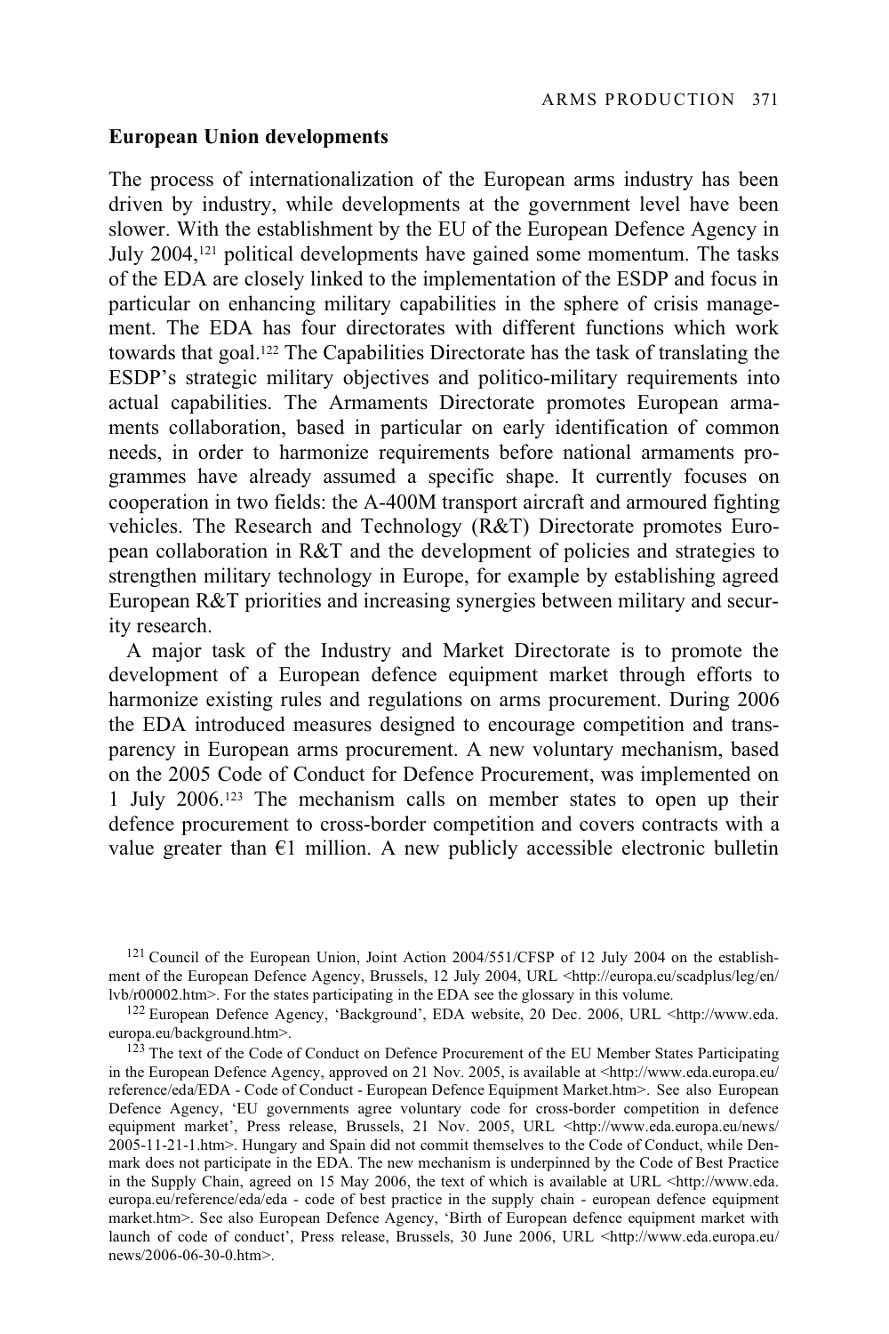### European Union developments

The process of internationalization of the European arms industry has been driven by industry, while developments at the government level have been slower. With the establishment by the EU of the European Defence Agency in July 2004,[121] political developments have gained some momentum. The tasks of the EDA are closely linked to the implementation of the ESDP and focus in particular on enhancing military capabilities in the sphere of crisis management. The EDA has four directorates with different functions which work towards that goal.[122] The Capabilities Directorate has the task of translating the ESDP's strategic military objectives and politico-military requirements into actual capabilities. The Armaments Directorate promotes European armaments collaboration, based in particular on early identification of common needs, in order to harmonize requirements before national armaments programmes have already assumed a specific shape. It currently focuses on cooperation in two fields: the A-400M transport aircraft and armoured fighting vehicles. The Research and Technology (R&T) Directorate promotes European collaboration in R&T and the development of policies and strategies to strengthen military technology in Europe, for example by establishing agreed European R&T priorities and increasing synergies between military and security research.

A major task of the Industry and Market Directorate is to promote the development of a European defence equipment market through efforts to harmonize existing rules and regulations on arms procurement. During 2006 the EDA introduced measures designed to encourage competition and transparency in European arms procurement. A new voluntary mechanism, based on the 2005 Code of Conduct for Defence Procurement, was implemented on 1 July 2006.[123] The mechanism calls on member states to open up their defence procurement to cross-border competition and covers contracts with a value greater than €1 million. A new publicly accessible electronic bulletin

[121] Council of the European Union, Joint Action 2004/551/CFSP of 12 July 2004 on the establishment of the European Defence Agency, Brussels, 12 July 2004, URL <http://europa.eu/scadplus/leg/en/lvb/r00002.htm>. For the states participating in the EDA see the glossary in this volume.

[122] European Defence Agency, 'Background', EDA website, 20 Dec. 2006, URL <http://www.eda.europa.eu/background.htm>.

[123] The text of the Code of Conduct on Defence Procurement of the EU Member States Participating in the European Defence Agency, approved on 21 Nov. 2005, is available at <http://www.eda.europa.eu/reference/eda/EDA - Code of Conduct - European Defence Equipment Market.htm>. See also European Defence Agency, 'EU governments agree voluntary code for cross-border competition in defence equipment market', Press release, Brussels, 21 Nov. 2005, URL <http://www.eda.europa.eu/news/2005-11-21-1.htm>. Hungary and Spain did not commit themselves to the Code of Conduct, while Denmark does not participate in the EDA. The new mechanism is underpinned by the Code of Best Practice in the Supply Chain, agreed on 15 May 2006, the text of which is available at URL <http://www.eda.europa.eu/reference/eda/eda - code of best practice in the supply chain - european defence equipment market.htm>. See also European Defence Agency, 'Birth of European defence equipment market with launch of code of conduct', Press release, Brussels, 30 June 2006, URL <http://www.eda.europa.eu/news/2006-06-30-0.htm>.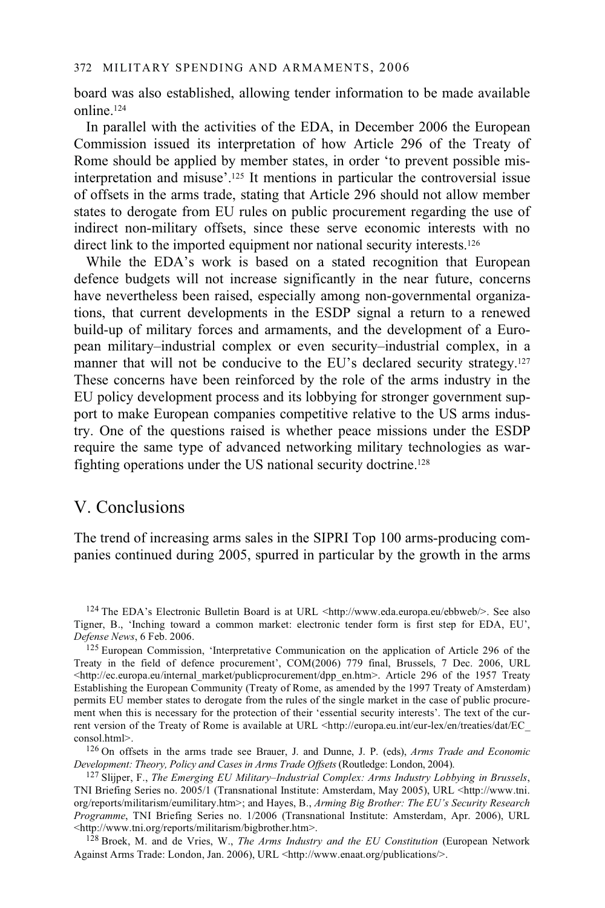board was also established, allowing tender information to be made available online.[124]

In parallel with the activities of the EDA, in December 2006 the European Commission issued its interpretation of how Article 296 of the Treaty of Rome should be applied by member states, in order 'to prevent possible misinterpretation and misuse'.[125] It mentions in particular the controversial issue of offsets in the arms trade, stating that Article 296 should not allow member states to derogate from EU rules on public procurement regarding the use of indirect non-military offsets, since these serve economic interests with no direct link to the imported equipment nor national security interests.[126]

While the EDA's work is based on a stated recognition that European defence budgets will not increase significantly in the near future, concerns have nevertheless been raised, especially among non-governmental organizations, that current developments in the ESDP signal a return to a renewed build-up of military forces and armaments, and the development of a European military–industrial complex or even security–industrial complex, in a manner that will not be conducive to the EU's declared security strategy.[127] These concerns have been reinforced by the role of the arms industry in the EU policy development process and its lobbying for stronger government support to make European companies competitive relative to the US arms industry. One of the questions raised is whether peace missions under the ESDP require the same type of advanced networking military technologies as warfighting operations under the US national security doctrine.[128]

## V. Conclusions

The trend of increasing arms sales in the SIPRI Top 100 arms-producing companies continued during 2005, spurred in particular by the growth in the arms

[124] The EDA's Electronic Bulletin Board is at URL <http://www.eda.europa.eu/ebbweb/>. See also Tigner, B., 'Inching toward a common market: electronic tender form is first step for EDA, EU', *Defense News*, 6 Feb. 2006.

[125] European Commission, 'Interpretative Communication on the application of Article 296 of the Treaty in the field of defence procurement', COM(2006) 779 final, Brussels, 7 Dec. 2006, URL <http://ec.europa.eu/internal_market/publicprocurement/dpp_en.htm>. Article 296 of the 1957 Treaty Establishing the European Community (Treaty of Rome, as amended by the 1997 Treaty of Amsterdam) permits EU member states to derogate from the rules of the single market in the case of public procurement when this is necessary for the protection of their 'essential security interests'. The text of the current version of the Treaty of Rome is available at URL <http://europa.eu.int/eur-lex/en/treaties/dat/EC_consol.html>.

[126] On offsets in the arms trade see Brauer, J. and Dunne, J. P. (eds), *Arms Trade and Economic Development: Theory, Policy and Cases in Arms Trade Offsets* (Routledge: London, 2004).

[127] Slijper, F., *The Emerging EU Military–Industrial Complex: Arms Industry Lobbying in Brussels*, TNI Briefing Series no. 2005/1 (Transnational Institute: Amsterdam, May 2005), URL <http://www.tni.org/reports/militarism/eumilitary.htm>; and Hayes, B., *Arming Big Brother: The EU's Security Research Programme*, TNI Briefing Series no. 1/2006 (Transnational Institute: Amsterdam, Apr. 2006), URL <http://www.tni.org/reports/militarism/bigbrother.htm>.

[128] Broek, M. and de Vries, W., *The Arms Industry and the EU Constitution* (European Network Against Arms Trade: London, Jan. 2006), URL <http://www.enaat.org/publications/>.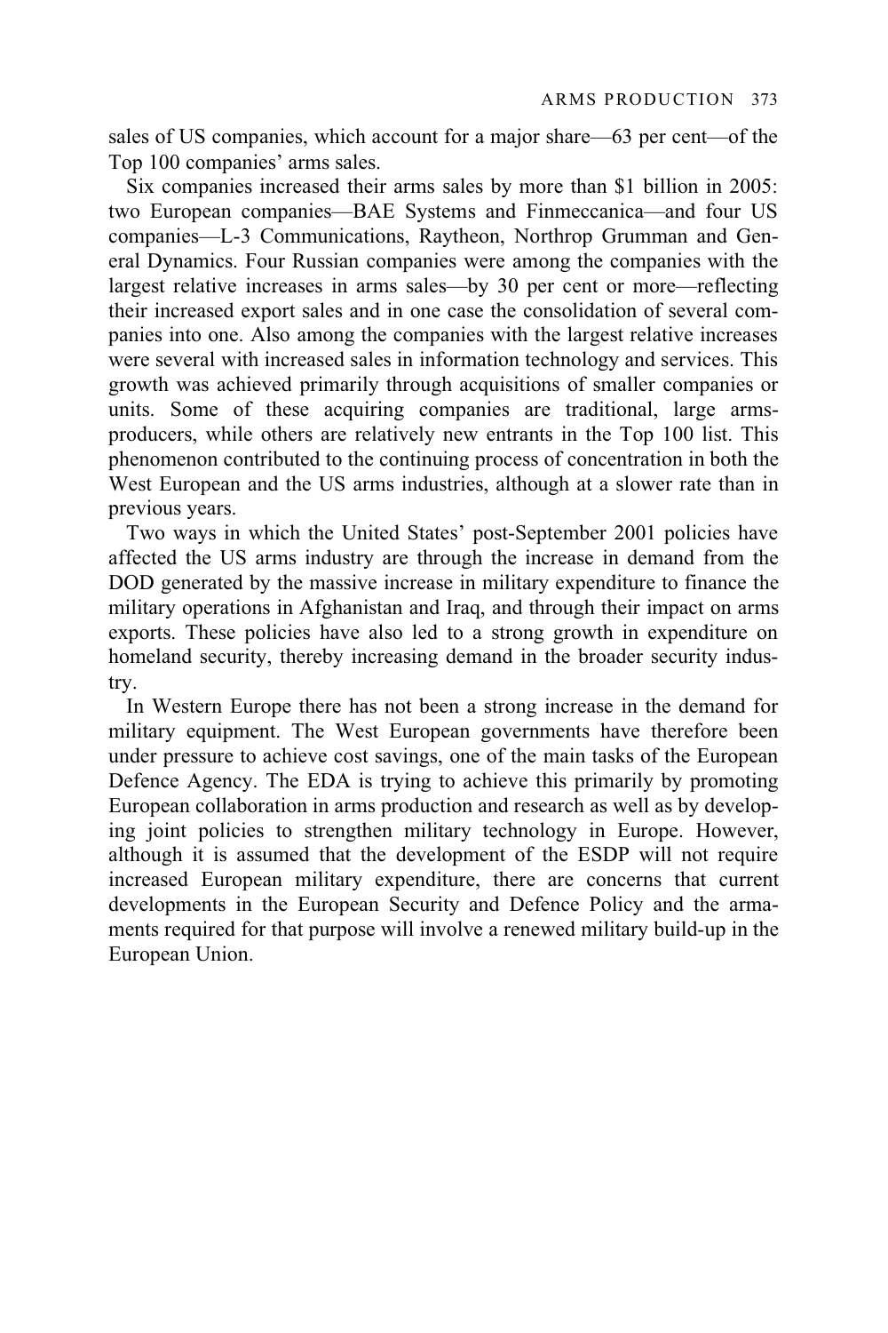sales of US companies, which account for a major share—63 per cent—of the Top 100 companies' arms sales.

Six companies increased their arms sales by more than $1 billion in 2005: two European companies—BAE Systems and Finmeccanica—and four US companies—L-3 Communications, Raytheon, Northrop Grumman and General Dynamics. Four Russian companies were among the companies with the largest relative increases in arms sales—by 30 per cent or more—reflecting their increased export sales and in one case the consolidation of several companies into one. Also among the companies with the largest relative increases were several with increased sales in information technology and services. This growth was achieved primarily through acquisitions of smaller companies or units. Some of these acquiring companies are traditional, large arms-producers, while others are relatively new entrants in the Top 100 list. This phenomenon contributed to the continuing process of concentration in both the West European and the US arms industries, although at a slower rate than in previous years.

Two ways in which the United States' post-September 2001 policies have affected the US arms industry are through the increase in demand from the DOD generated by the massive increase in military expenditure to finance the military operations in Afghanistan and Iraq, and through their impact on arms exports. These policies have also led to a strong growth in expenditure on homeland security, thereby increasing demand in the broader security industry.

In Western Europe there has not been a strong increase in the demand for military equipment. The West European governments have therefore been under pressure to achieve cost savings, one of the main tasks of the European Defence Agency. The EDA is trying to achieve this primarily by promoting European collaboration in arms production and research as well as by developing joint policies to strengthen military technology in Europe. However, although it is assumed that the development of the ESDP will not require increased European military expenditure, there are concerns that current developments in the European Security and Defence Policy and the armaments required for that purpose will involve a renewed military build-up in the European Union.